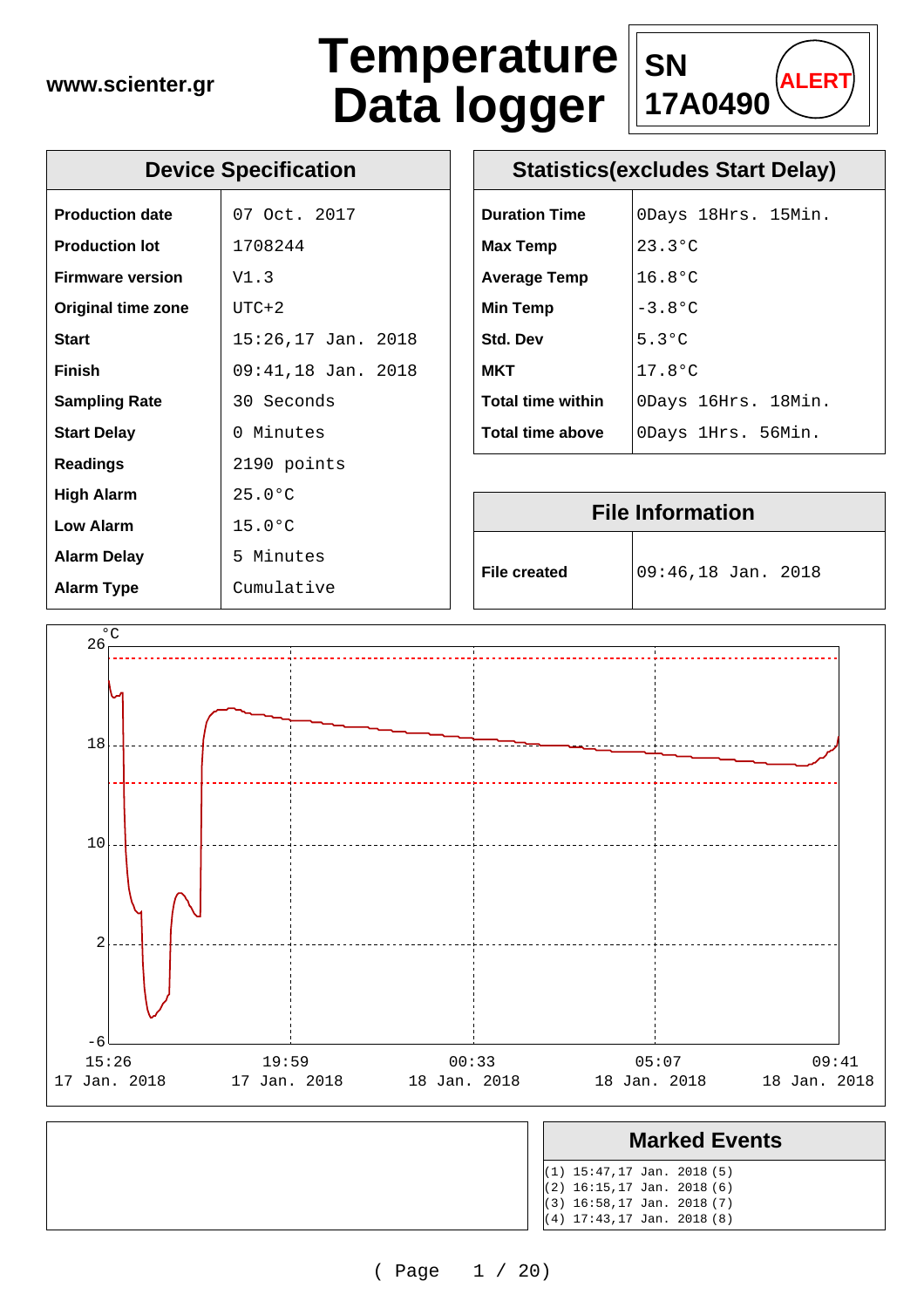www.scienter.gr

# Temperature Data logger

**SN 17A0490** ALERT

## Device Specification

| | |
|---|---|
| **Production date** | 07 Oct. 2017 |
| **Production lot** | 1708244 |
| **Firmware version** | V1.3 |
| **Original time zone** | UTC+2 |
| **Start** | 15:26,17 Jan. 2018 |
| **Finish** | 09:41,18 Jan. 2018 |
| **Sampling Rate** | 30 Seconds |
| **Start Delay** | 0 Minutes |
| **Readings** | 2190 points |
| **High Alarm** | 25.0°C |
| **Low Alarm** | 15.0°C |
| **Alarm Delay** | 5 Minutes |
| **Alarm Type** | Cumulative |

## Statistics(excludes Start Delay)

| | |
|---|---|
| **Duration Time** | 0Days 18Hrs. 15Min. |
| **Max Temp** | 23.3°C |
| **Average Temp** | 16.8°C |
| **Min Temp** | -3.8°C |
| **Std. Dev** | 5.3°C |
| **MKT** | 17.8°C |
| **Total time within** | 0Days 16Hrs. 18Min. |
| **Total time above** | 0Days 1Hrs. 56Min. |

## File Information

| | |
|---|---|
| **File created** | 09:46,18 Jan. 2018 |

°C
26
18
10
2
-6
15:26 17 Jan. 2018
19:59 17 Jan. 2018
00:33 18 Jan. 2018
05:07 18 Jan. 2018
09:41 18 Jan. 2018

## Marked Events

(1) 15:47,17 Jan. 2018 (5)
(2) 16:15,17 Jan. 2018 (6)
(3) 16:58,17 Jan. 2018 (7)
(4) 17:43,17 Jan. 2018 (8)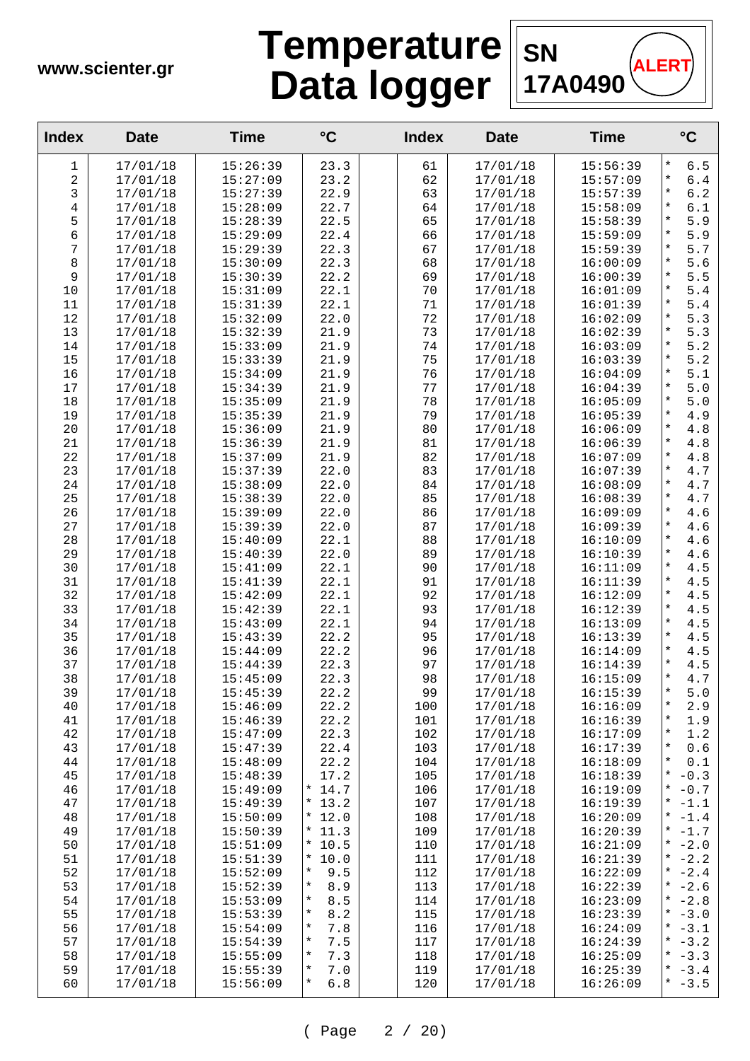www.scienter.gr

# Temperature Data logger

**SN 17A0490** ALERT

| Index | Date | Time | °C | Index | Date | Time | °C |
|---|---|---|---|---|---|---|---|
| 1 | 17/01/18 | 15:26:39 | 23.3 | 61 | 17/01/18 | 15:56:39 | * 6.5 |
| 2 | 17/01/18 | 15:27:09 | 23.2 | 62 | 17/01/18 | 15:57:09 | * 6.4 |
| 3 | 17/01/18 | 15:27:39 | 22.9 | 63 | 17/01/18 | 15:57:39 | * 6.2 |
| 4 | 17/01/18 | 15:28:09 | 22.7 | 64 | 17/01/18 | 15:58:09 | * 6.1 |
| 5 | 17/01/18 | 15:28:39 | 22.5 | 65 | 17/01/18 | 15:58:39 | * 5.9 |
| 6 | 17/01/18 | 15:29:09 | 22.4 | 66 | 17/01/18 | 15:59:09 | * 5.9 |
| 7 | 17/01/18 | 15:29:39 | 22.3 | 67 | 17/01/18 | 15:59:39 | * 5.7 |
| 8 | 17/01/18 | 15:30:09 | 22.3 | 68 | 17/01/18 | 16:00:09 | * 5.6 |
| 9 | 17/01/18 | 15:30:39 | 22.2 | 69 | 17/01/18 | 16:00:39 | * 5.5 |
| 10 | 17/01/18 | 15:31:09 | 22.1 | 70 | 17/01/18 | 16:01:09 | * 5.4 |
| 11 | 17/01/18 | 15:31:39 | 22.1 | 71 | 17/01/18 | 16:01:39 | * 5.4 |
| 12 | 17/01/18 | 15:32:09 | 22.0 | 72 | 17/01/18 | 16:02:09 | * 5.3 |
| 13 | 17/01/18 | 15:32:39 | 21.9 | 73 | 17/01/18 | 16:02:39 | * 5.3 |
| 14 | 17/01/18 | 15:33:09 | 21.9 | 74 | 17/01/18 | 16:03:09 | * 5.2 |
| 15 | 17/01/18 | 15:33:39 | 21.9 | 75 | 17/01/18 | 16:03:39 | * 5.2 |
| 16 | 17/01/18 | 15:34:09 | 21.9 | 76 | 17/01/18 | 16:04:09 | * 5.1 |
| 17 | 17/01/18 | 15:34:39 | 21.9 | 77 | 17/01/18 | 16:04:39 | * 5.0 |
| 18 | 17/01/18 | 15:35:09 | 21.9 | 78 | 17/01/18 | 16:05:09 | * 5.0 |
| 19 | 17/01/18 | 15:35:39 | 21.9 | 79 | 17/01/18 | 16:05:39 | * 4.9 |
| 20 | 17/01/18 | 15:36:09 | 21.9 | 80 | 17/01/18 | 16:06:09 | * 4.8 |
| 21 | 17/01/18 | 15:36:39 | 21.9 | 81 | 17/01/18 | 16:06:39 | * 4.8 |
| 22 | 17/01/18 | 15:37:09 | 21.9 | 82 | 17/01/18 | 16:07:09 | * 4.8 |
| 23 | 17/01/18 | 15:37:39 | 22.0 | 83 | 17/01/18 | 16:07:39 | * 4.7 |
| 24 | 17/01/18 | 15:38:09 | 22.0 | 84 | 17/01/18 | 16:08:09 | * 4.7 |
| 25 | 17/01/18 | 15:38:39 | 22.0 | 85 | 17/01/18 | 16:08:39 | * 4.7 |
| 26 | 17/01/18 | 15:39:09 | 22.0 | 86 | 17/01/18 | 16:09:09 | * 4.6 |
| 27 | 17/01/18 | 15:39:39 | 22.0 | 87 | 17/01/18 | 16:09:39 | * 4.6 |
| 28 | 17/01/18 | 15:40:09 | 22.1 | 88 | 17/01/18 | 16:10:09 | * 4.6 |
| 29 | 17/01/18 | 15:40:39 | 22.0 | 89 | 17/01/18 | 16:10:39 | * 4.6 |
| 30 | 17/01/18 | 15:41:09 | 22.1 | 90 | 17/01/18 | 16:11:09 | * 4.5 |
| 31 | 17/01/18 | 15:41:39 | 22.1 | 91 | 17/01/18 | 16:11:39 | * 4.5 |
| 32 | 17/01/18 | 15:42:09 | 22.1 | 92 | 17/01/18 | 16:12:09 | * 4.5 |
| 33 | 17/01/18 | 15:42:39 | 22.1 | 93 | 17/01/18 | 16:12:39 | * 4.5 |
| 34 | 17/01/18 | 15:43:09 | 22.1 | 94 | 17/01/18 | 16:13:09 | * 4.5 |
| 35 | 17/01/18 | 15:43:39 | 22.2 | 95 | 17/01/18 | 16:13:39 | * 4.5 |
| 36 | 17/01/18 | 15:44:09 | 22.2 | 96 | 17/01/18 | 16:14:09 | * 4.5 |
| 37 | 17/01/18 | 15:44:39 | 22.3 | 97 | 17/01/18 | 16:14:39 | * 4.5 |
| 38 | 17/01/18 | 15:45:09 | 22.3 | 98 | 17/01/18 | 16:15:09 | * 4.7 |
| 39 | 17/01/18 | 15:45:39 | 22.2 | 99 | 17/01/18 | 16:15:39 | * 5.0 |
| 40 | 17/01/18 | 15:46:09 | 22.2 | 100 | 17/01/18 | 16:16:09 | * 2.9 |
| 41 | 17/01/18 | 15:46:39 | 22.2 | 101 | 17/01/18 | 16:16:39 | * 1.9 |
| 42 | 17/01/18 | 15:47:09 | 22.3 | 102 | 17/01/18 | 16:17:09 | * 1.2 |
| 43 | 17/01/18 | 15:47:39 | 22.4 | 103 | 17/01/18 | 16:17:39 | * 0.6 |
| 44 | 17/01/18 | 15:48:09 | 22.2 | 104 | 17/01/18 | 16:18:09 | * 0.1 |
| 45 | 17/01/18 | 15:48:39 | 17.2 | 105 | 17/01/18 | 16:18:39 | * -0.3 |
| 46 | 17/01/18 | 15:49:09 | * 14.7 | 106 | 17/01/18 | 16:19:09 | * -0.7 |
| 47 | 17/01/18 | 15:49:39 | * 13.2 | 107 | 17/01/18 | 16:19:39 | * -1.1 |
| 48 | 17/01/18 | 15:50:09 | * 12.0 | 108 | 17/01/18 | 16:20:09 | * -1.4 |
| 49 | 17/01/18 | 15:50:39 | * 11.3 | 109 | 17/01/18 | 16:20:39 | * -1.7 |
| 50 | 17/01/18 | 15:51:09 | * 10.5 | 110 | 17/01/18 | 16:21:09 | * -2.0 |
| 51 | 17/01/18 | 15:51:39 | * 10.0 | 111 | 17/01/18 | 16:21:39 | * -2.2 |
| 52 | 17/01/18 | 15:52:09 | * 9.5 | 112 | 17/01/18 | 16:22:09 | * -2.4 |
| 53 | 17/01/18 | 15:52:39 | * 8.9 | 113 | 17/01/18 | 16:22:39 | * -2.6 |
| 54 | 17/01/18 | 15:53:09 | * 8.5 | 114 | 17/01/18 | 16:23:09 | * -2.8 |
| 55 | 17/01/18 | 15:53:39 | * 8.2 | 115 | 17/01/18 | 16:23:39 | * -3.0 |
| 56 | 17/01/18 | 15:54:09 | * 7.8 | 116 | 17/01/18 | 16:24:09 | * -3.1 |
| 57 | 17/01/18 | 15:54:39 | * 7.5 | 117 | 17/01/18 | 16:24:39 | * -3.2 |
| 58 | 17/01/18 | 15:55:09 | * 7.3 | 118 | 17/01/18 | 16:25:09 | * -3.3 |
| 59 | 17/01/18 | 15:55:39 | * 7.0 | 119 | 17/01/18 | 16:25:39 | * -3.4 |
| 60 | 17/01/18 | 15:56:09 | * 6.8 | 120 | 17/01/18 | 16:26:09 | * -3.5 |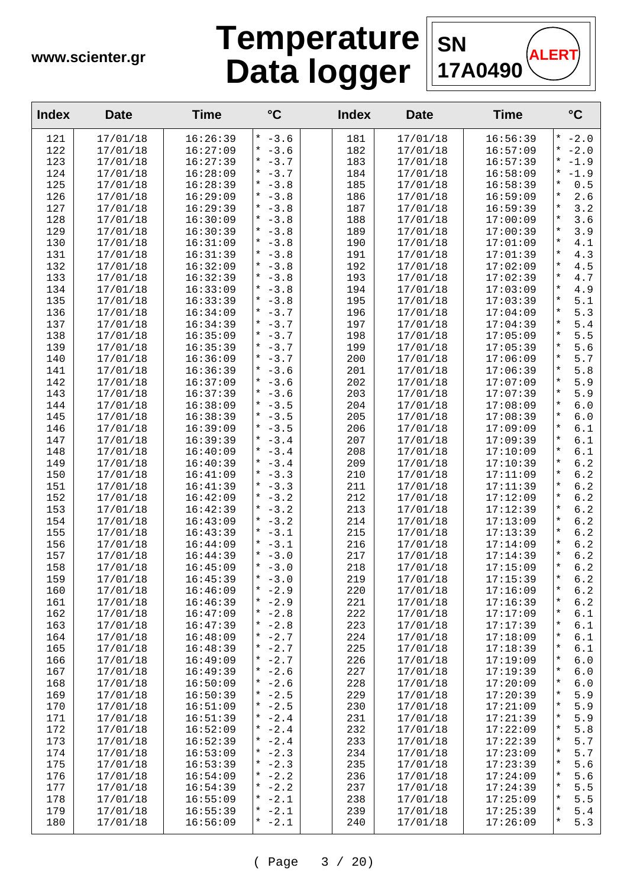www.scienter.gr

# Temperature Data logger

**SN 17A0490** ALERT

| Index | Date | Time | °C | Index | Date | Time | °C |
|---|---|---|---|---|---|---|---|
| 121 | 17/01/18 | 16:26:39 | * -3.6 | 181 | 17/01/18 | 16:56:39 | * -2.0 |
| 122 | 17/01/18 | 16:27:09 | * -3.6 | 182 | 17/01/18 | 16:57:09 | * -2.0 |
| 123 | 17/01/18 | 16:27:39 | * -3.7 | 183 | 17/01/18 | 16:57:39 | * -1.9 |
| 124 | 17/01/18 | 16:28:09 | * -3.7 | 184 | 17/01/18 | 16:58:09 | * -1.9 |
| 125 | 17/01/18 | 16:28:39 | * -3.8 | 185 | 17/01/18 | 16:58:39 | * 0.5 |
| 126 | 17/01/18 | 16:29:09 | * -3.8 | 186 | 17/01/18 | 16:59:09 | * 2.6 |
| 127 | 17/01/18 | 16:29:39 | * -3.8 | 187 | 17/01/18 | 16:59:39 | * 3.2 |
| 128 | 17/01/18 | 16:30:09 | * -3.8 | 188 | 17/01/18 | 17:00:09 | * 3.6 |
| 129 | 17/01/18 | 16:30:39 | * -3.8 | 189 | 17/01/18 | 17:00:39 | * 3.9 |
| 130 | 17/01/18 | 16:31:09 | * -3.8 | 190 | 17/01/18 | 17:01:09 | * 4.1 |
| 131 | 17/01/18 | 16:31:39 | * -3.8 | 191 | 17/01/18 | 17:01:39 | * 4.3 |
| 132 | 17/01/18 | 16:32:09 | * -3.8 | 192 | 17/01/18 | 17:02:09 | * 4.5 |
| 133 | 17/01/18 | 16:32:39 | * -3.8 | 193 | 17/01/18 | 17:02:39 | * 4.7 |
| 134 | 17/01/18 | 16:33:09 | * -3.8 | 194 | 17/01/18 | 17:03:09 | * 4.9 |
| 135 | 17/01/18 | 16:33:39 | * -3.8 | 195 | 17/01/18 | 17:03:39 | * 5.1 |
| 136 | 17/01/18 | 16:34:09 | * -3.7 | 196 | 17/01/18 | 17:04:09 | * 5.3 |
| 137 | 17/01/18 | 16:34:39 | * -3.7 | 197 | 17/01/18 | 17:04:39 | * 5.4 |
| 138 | 17/01/18 | 16:35:09 | * -3.7 | 198 | 17/01/18 | 17:05:09 | * 5.5 |
| 139 | 17/01/18 | 16:35:39 | * -3.7 | 199 | 17/01/18 | 17:05:39 | * 5.6 |
| 140 | 17/01/18 | 16:36:09 | * -3.7 | 200 | 17/01/18 | 17:06:09 | * 5.7 |
| 141 | 17/01/18 | 16:36:39 | * -3.6 | 201 | 17/01/18 | 17:06:39 | * 5.8 |
| 142 | 17/01/18 | 16:37:09 | * -3.6 | 202 | 17/01/18 | 17:07:09 | * 5.9 |
| 143 | 17/01/18 | 16:37:39 | * -3.6 | 203 | 17/01/18 | 17:07:39 | * 5.9 |
| 144 | 17/01/18 | 16:38:09 | * -3.5 | 204 | 17/01/18 | 17:08:09 | * 6.0 |
| 145 | 17/01/18 | 16:38:39 | * -3.5 | 205 | 17/01/18 | 17:08:39 | * 6.0 |
| 146 | 17/01/18 | 16:39:09 | * -3.5 | 206 | 17/01/18 | 17:09:09 | * 6.1 |
| 147 | 17/01/18 | 16:39:39 | * -3.4 | 207 | 17/01/18 | 17:09:39 | * 6.1 |
| 148 | 17/01/18 | 16:40:09 | * -3.4 | 208 | 17/01/18 | 17:10:09 | * 6.1 |
| 149 | 17/01/18 | 16:40:39 | * -3.4 | 209 | 17/01/18 | 17:10:39 | * 6.2 |
| 150 | 17/01/18 | 16:41:09 | * -3.3 | 210 | 17/01/18 | 17:11:09 | * 6.2 |
| 151 | 17/01/18 | 16:41:39 | * -3.3 | 211 | 17/01/18 | 17:11:39 | * 6.2 |
| 152 | 17/01/18 | 16:42:09 | * -3.2 | 212 | 17/01/18 | 17:12:09 | * 6.2 |
| 153 | 17/01/18 | 16:42:39 | * -3.2 | 213 | 17/01/18 | 17:12:39 | * 6.2 |
| 154 | 17/01/18 | 16:43:09 | * -3.2 | 214 | 17/01/18 | 17:13:09 | * 6.2 |
| 155 | 17/01/18 | 16:43:39 | * -3.1 | 215 | 17/01/18 | 17:13:39 | * 6.2 |
| 156 | 17/01/18 | 16:44:09 | * -3.1 | 216 | 17/01/18 | 17:14:09 | * 6.2 |
| 157 | 17/01/18 | 16:44:39 | * -3.0 | 217 | 17/01/18 | 17:14:39 | * 6.2 |
| 158 | 17/01/18 | 16:45:09 | * -3.0 | 218 | 17/01/18 | 17:15:09 | * 6.2 |
| 159 | 17/01/18 | 16:45:39 | * -3.0 | 219 | 17/01/18 | 17:15:39 | * 6.2 |
| 160 | 17/01/18 | 16:46:09 | * -2.9 | 220 | 17/01/18 | 17:16:09 | * 6.2 |
| 161 | 17/01/18 | 16:46:39 | * -2.9 | 221 | 17/01/18 | 17:16:39 | * 6.2 |
| 162 | 17/01/18 | 16:47:09 | * -2.8 | 222 | 17/01/18 | 17:17:09 | * 6.1 |
| 163 | 17/01/18 | 16:47:39 | * -2.8 | 223 | 17/01/18 | 17:17:39 | * 6.1 |
| 164 | 17/01/18 | 16:48:09 | * -2.7 | 224 | 17/01/18 | 17:18:09 | * 6.1 |
| 165 | 17/01/18 | 16:48:39 | * -2.7 | 225 | 17/01/18 | 17:18:39 | * 6.1 |
| 166 | 17/01/18 | 16:49:09 | * -2.7 | 226 | 17/01/18 | 17:19:09 | * 6.0 |
| 167 | 17/01/18 | 16:49:39 | * -2.6 | 227 | 17/01/18 | 17:19:39 | * 6.0 |
| 168 | 17/01/18 | 16:50:09 | * -2.6 | 228 | 17/01/18 | 17:20:09 | * 6.0 |
| 169 | 17/01/18 | 16:50:39 | * -2.5 | 229 | 17/01/18 | 17:20:39 | * 5.9 |
| 170 | 17/01/18 | 16:51:09 | * -2.5 | 230 | 17/01/18 | 17:21:09 | * 5.9 |
| 171 | 17/01/18 | 16:51:39 | * -2.4 | 231 | 17/01/18 | 17:21:39 | * 5.9 |
| 172 | 17/01/18 | 16:52:09 | * -2.4 | 232 | 17/01/18 | 17:22:09 | * 5.8 |
| 173 | 17/01/18 | 16:52:39 | * -2.4 | 233 | 17/01/18 | 17:22:39 | * 5.7 |
| 174 | 17/01/18 | 16:53:09 | * -2.3 | 234 | 17/01/18 | 17:23:09 | * 5.7 |
| 175 | 17/01/18 | 16:53:39 | * -2.3 | 235 | 17/01/18 | 17:23:39 | * 5.6 |
| 176 | 17/01/18 | 16:54:09 | * -2.2 | 236 | 17/01/18 | 17:24:09 | * 5.6 |
| 177 | 17/01/18 | 16:54:39 | * -2.2 | 237 | 17/01/18 | 17:24:39 | * 5.5 |
| 178 | 17/01/18 | 16:55:09 | * -2.1 | 238 | 17/01/18 | 17:25:09 | * 5.5 |
| 179 | 17/01/18 | 16:55:39 | * -2.1 | 239 | 17/01/18 | 17:25:39 | * 5.4 |
| 180 | 17/01/18 | 16:56:09 | * -2.1 | 240 | 17/01/18 | 17:26:09 | * 5.3 |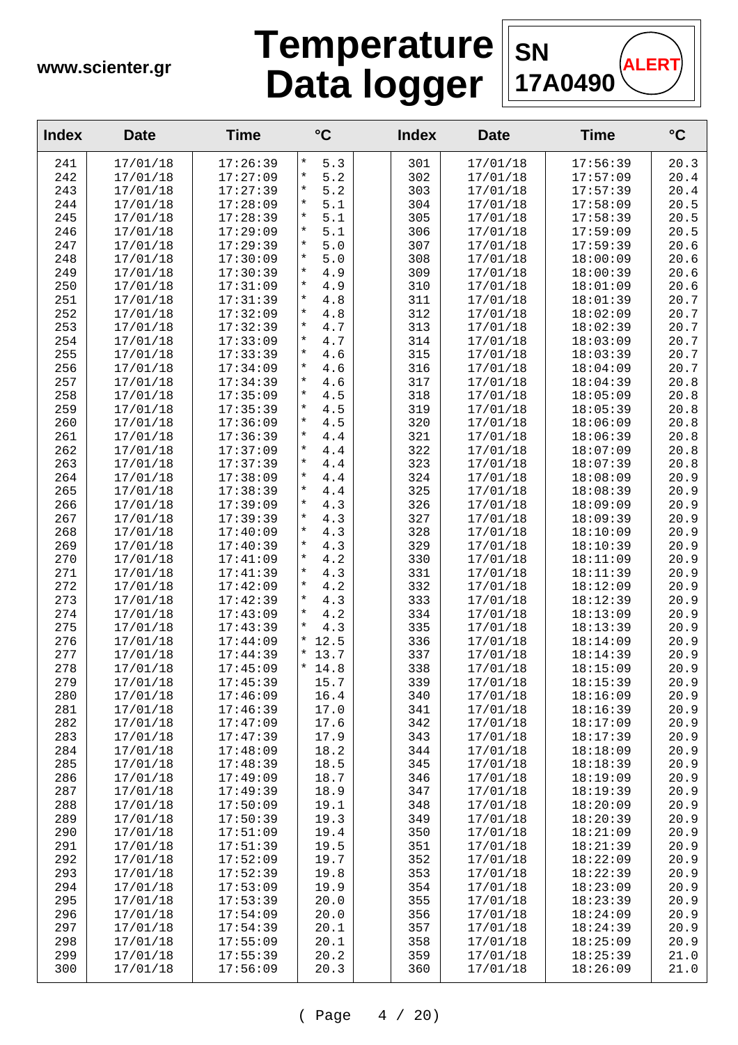www.scienter.gr

# Temperature Data logger

**SN 17A0490** ALERT

| Index | Date | Time | °C | Index | Date | Time | °C |
|---|---|---|---|---|---|---|---|
| 241 | 17/01/18 | 17:26:39 | * 5.3 | 301 | 17/01/18 | 17:56:39 | 20.3 |
| 242 | 17/01/18 | 17:27:09 | * 5.2 | 302 | 17/01/18 | 17:57:09 | 20.4 |
| 243 | 17/01/18 | 17:27:39 | * 5.2 | 303 | 17/01/18 | 17:57:39 | 20.4 |
| 244 | 17/01/18 | 17:28:09 | * 5.1 | 304 | 17/01/18 | 17:58:09 | 20.5 |
| 245 | 17/01/18 | 17:28:39 | * 5.1 | 305 | 17/01/18 | 17:58:39 | 20.5 |
| 246 | 17/01/18 | 17:29:09 | * 5.1 | 306 | 17/01/18 | 17:59:09 | 20.5 |
| 247 | 17/01/18 | 17:29:39 | * 5.0 | 307 | 17/01/18 | 17:59:39 | 20.6 |
| 248 | 17/01/18 | 17:30:09 | * 5.0 | 308 | 17/01/18 | 18:00:09 | 20.6 |
| 249 | 17/01/18 | 17:30:39 | * 4.9 | 309 | 17/01/18 | 18:00:39 | 20.6 |
| 250 | 17/01/18 | 17:31:09 | * 4.9 | 310 | 17/01/18 | 18:01:09 | 20.6 |
| 251 | 17/01/18 | 17:31:39 | * 4.8 | 311 | 17/01/18 | 18:01:39 | 20.7 |
| 252 | 17/01/18 | 17:32:09 | * 4.8 | 312 | 17/01/18 | 18:02:09 | 20.7 |
| 253 | 17/01/18 | 17:32:39 | * 4.7 | 313 | 17/01/18 | 18:02:39 | 20.7 |
| 254 | 17/01/18 | 17:33:09 | * 4.7 | 314 | 17/01/18 | 18:03:09 | 20.7 |
| 255 | 17/01/18 | 17:33:39 | * 4.6 | 315 | 17/01/18 | 18:03:39 | 20.7 |
| 256 | 17/01/18 | 17:34:09 | * 4.6 | 316 | 17/01/18 | 18:04:09 | 20.7 |
| 257 | 17/01/18 | 17:34:39 | * 4.6 | 317 | 17/01/18 | 18:04:39 | 20.8 |
| 258 | 17/01/18 | 17:35:09 | * 4.5 | 318 | 17/01/18 | 18:05:09 | 20.8 |
| 259 | 17/01/18 | 17:35:39 | * 4.5 | 319 | 17/01/18 | 18:05:39 | 20.8 |
| 260 | 17/01/18 | 17:36:09 | * 4.5 | 320 | 17/01/18 | 18:06:09 | 20.8 |
| 261 | 17/01/18 | 17:36:39 | * 4.4 | 321 | 17/01/18 | 18:06:39 | 20.8 |
| 262 | 17/01/18 | 17:37:09 | * 4.4 | 322 | 17/01/18 | 18:07:09 | 20.8 |
| 263 | 17/01/18 | 17:37:39 | * 4.4 | 323 | 17/01/18 | 18:07:39 | 20.8 |
| 264 | 17/01/18 | 17:38:09 | * 4.4 | 324 | 17/01/18 | 18:08:09 | 20.9 |
| 265 | 17/01/18 | 17:38:39 | * 4.4 | 325 | 17/01/18 | 18:08:39 | 20.9 |
| 266 | 17/01/18 | 17:39:09 | * 4.3 | 326 | 17/01/18 | 18:09:09 | 20.9 |
| 267 | 17/01/18 | 17:39:39 | * 4.3 | 327 | 17/01/18 | 18:09:39 | 20.9 |
| 268 | 17/01/18 | 17:40:09 | * 4.3 | 328 | 17/01/18 | 18:10:09 | 20.9 |
| 269 | 17/01/18 | 17:40:39 | * 4.3 | 329 | 17/01/18 | 18:10:39 | 20.9 |
| 270 | 17/01/18 | 17:41:09 | * 4.2 | 330 | 17/01/18 | 18:11:09 | 20.9 |
| 271 | 17/01/18 | 17:41:39 | * 4.3 | 331 | 17/01/18 | 18:11:39 | 20.9 |
| 272 | 17/01/18 | 17:42:09 | * 4.2 | 332 | 17/01/18 | 18:12:09 | 20.9 |
| 273 | 17/01/18 | 17:42:39 | * 4.3 | 333 | 17/01/18 | 18:12:39 | 20.9 |
| 274 | 17/01/18 | 17:43:09 | * 4.2 | 334 | 17/01/18 | 18:13:09 | 20.9 |
| 275 | 17/01/18 | 17:43:39 | * 4.3 | 335 | 17/01/18 | 18:13:39 | 20.9 |
| 276 | 17/01/18 | 17:44:09 | * 12.5 | 336 | 17/01/18 | 18:14:09 | 20.9 |
| 277 | 17/01/18 | 17:44:39 | * 13.7 | 337 | 17/01/18 | 18:14:39 | 20.9 |
| 278 | 17/01/18 | 17:45:09 | * 14.8 | 338 | 17/01/18 | 18:15:09 | 20.9 |
| 279 | 17/01/18 | 17:45:39 | 15.7 | 339 | 17/01/18 | 18:15:39 | 20.9 |
| 280 | 17/01/18 | 17:46:09 | 16.4 | 340 | 17/01/18 | 18:16:09 | 20.9 |
| 281 | 17/01/18 | 17:46:39 | 17.0 | 341 | 17/01/18 | 18:16:39 | 20.9 |
| 282 | 17/01/18 | 17:47:09 | 17.6 | 342 | 17/01/18 | 18:17:09 | 20.9 |
| 283 | 17/01/18 | 17:47:39 | 17.9 | 343 | 17/01/18 | 18:17:39 | 20.9 |
| 284 | 17/01/18 | 17:48:09 | 18.2 | 344 | 17/01/18 | 18:18:09 | 20.9 |
| 285 | 17/01/18 | 17:48:39 | 18.5 | 345 | 17/01/18 | 18:18:39 | 20.9 |
| 286 | 17/01/18 | 17:49:09 | 18.7 | 346 | 17/01/18 | 18:19:09 | 20.9 |
| 287 | 17/01/18 | 17:49:39 | 18.9 | 347 | 17/01/18 | 18:19:39 | 20.9 |
| 288 | 17/01/18 | 17:50:09 | 19.1 | 348 | 17/01/18 | 18:20:09 | 20.9 |
| 289 | 17/01/18 | 17:50:39 | 19.3 | 349 | 17/01/18 | 18:20:39 | 20.9 |
| 290 | 17/01/18 | 17:51:09 | 19.4 | 350 | 17/01/18 | 18:21:09 | 20.9 |
| 291 | 17/01/18 | 17:51:39 | 19.5 | 351 | 17/01/18 | 18:21:39 | 20.9 |
| 292 | 17/01/18 | 17:52:09 | 19.7 | 352 | 17/01/18 | 18:22:09 | 20.9 |
| 293 | 17/01/18 | 17:52:39 | 19.8 | 353 | 17/01/18 | 18:22:39 | 20.9 |
| 294 | 17/01/18 | 17:53:09 | 19.9 | 354 | 17/01/18 | 18:23:09 | 20.9 |
| 295 | 17/01/18 | 17:53:39 | 20.0 | 355 | 17/01/18 | 18:23:39 | 20.9 |
| 296 | 17/01/18 | 17:54:09 | 20.0 | 356 | 17/01/18 | 18:24:09 | 20.9 |
| 297 | 17/01/18 | 17:54:39 | 20.1 | 357 | 17/01/18 | 18:24:39 | 20.9 |
| 298 | 17/01/18 | 17:55:09 | 20.1 | 358 | 17/01/18 | 18:25:09 | 20.9 |
| 299 | 17/01/18 | 17:55:39 | 20.2 | 359 | 17/01/18 | 18:25:39 | 21.0 |
| 300 | 17/01/18 | 17:56:09 | 20.3 | 360 | 17/01/18 | 18:26:09 | 21.0 |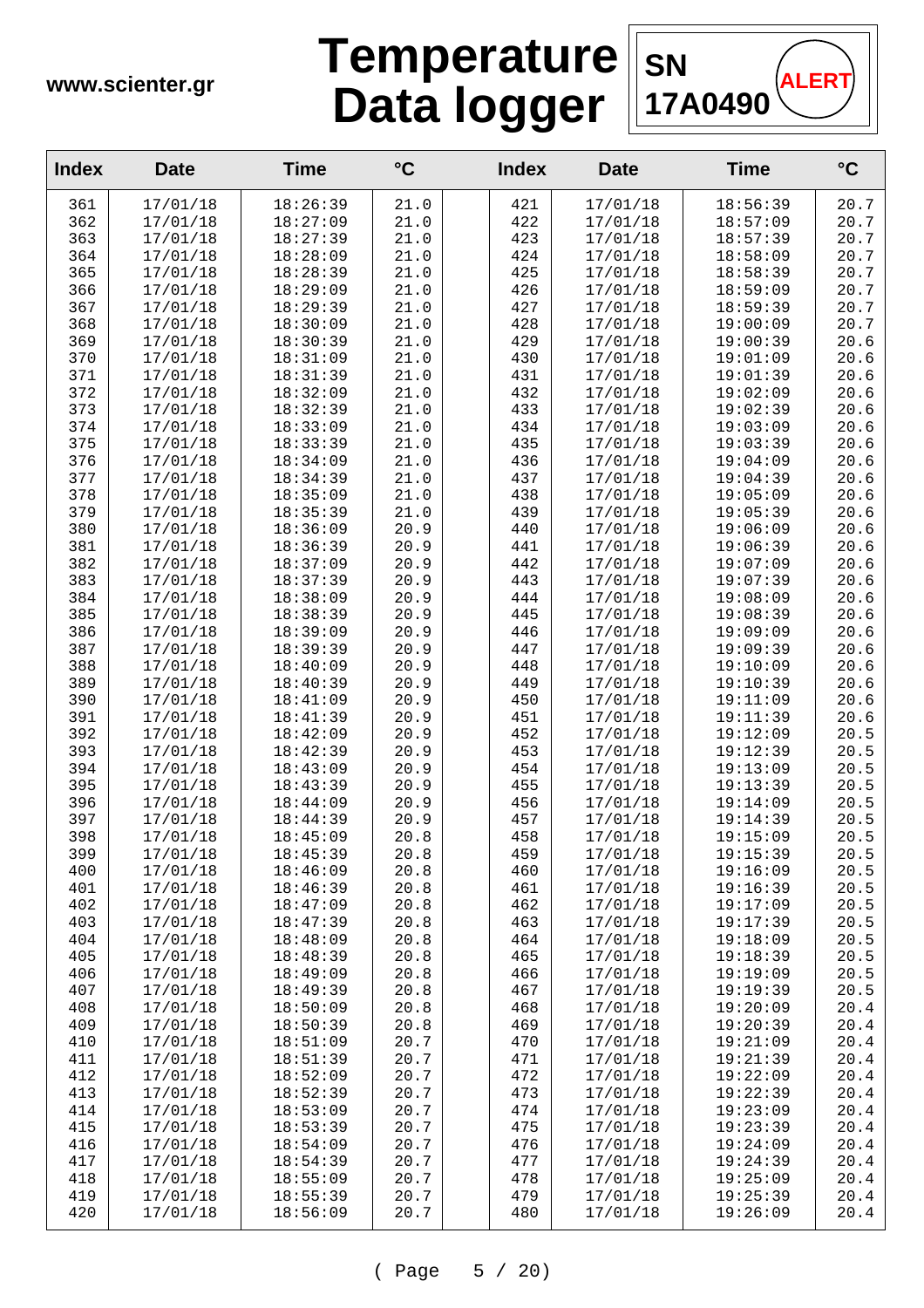www.scienter.gr

# Temperature Data logger

**SN 17A0490** ALERT

| Index | Date | Time | °C | Index | Date | Time | °C |
|---|---|---|---|---|---|---|---|
| 361 | 17/01/18 | 18:26:39 | 21.0 | 421 | 17/01/18 | 18:56:39 | 20.7 |
| 362 | 17/01/18 | 18:27:09 | 21.0 | 422 | 17/01/18 | 18:57:09 | 20.7 |
| 363 | 17/01/18 | 18:27:39 | 21.0 | 423 | 17/01/18 | 18:57:39 | 20.7 |
| 364 | 17/01/18 | 18:28:09 | 21.0 | 424 | 17/01/18 | 18:58:09 | 20.7 |
| 365 | 17/01/18 | 18:28:39 | 21.0 | 425 | 17/01/18 | 18:58:39 | 20.7 |
| 366 | 17/01/18 | 18:29:09 | 21.0 | 426 | 17/01/18 | 18:59:09 | 20.7 |
| 367 | 17/01/18 | 18:29:39 | 21.0 | 427 | 17/01/18 | 18:59:39 | 20.7 |
| 368 | 17/01/18 | 18:30:09 | 21.0 | 428 | 17/01/18 | 19:00:09 | 20.7 |
| 369 | 17/01/18 | 18:30:39 | 21.0 | 429 | 17/01/18 | 19:00:39 | 20.6 |
| 370 | 17/01/18 | 18:31:09 | 21.0 | 430 | 17/01/18 | 19:01:09 | 20.6 |
| 371 | 17/01/18 | 18:31:39 | 21.0 | 431 | 17/01/18 | 19:01:39 | 20.6 |
| 372 | 17/01/18 | 18:32:09 | 21.0 | 432 | 17/01/18 | 19:02:09 | 20.6 |
| 373 | 17/01/18 | 18:32:39 | 21.0 | 433 | 17/01/18 | 19:02:39 | 20.6 |
| 374 | 17/01/18 | 18:33:09 | 21.0 | 434 | 17/01/18 | 19:03:09 | 20.6 |
| 375 | 17/01/18 | 18:33:39 | 21.0 | 435 | 17/01/18 | 19:03:39 | 20.6 |
| 376 | 17/01/18 | 18:34:09 | 21.0 | 436 | 17/01/18 | 19:04:09 | 20.6 |
| 377 | 17/01/18 | 18:34:39 | 21.0 | 437 | 17/01/18 | 19:04:39 | 20.6 |
| 378 | 17/01/18 | 18:35:09 | 21.0 | 438 | 17/01/18 | 19:05:09 | 20.6 |
| 379 | 17/01/18 | 18:35:39 | 21.0 | 439 | 17/01/18 | 19:05:39 | 20.6 |
| 380 | 17/01/18 | 18:36:09 | 20.9 | 440 | 17/01/18 | 19:06:09 | 20.6 |
| 381 | 17/01/18 | 18:36:39 | 20.9 | 441 | 17/01/18 | 19:06:39 | 20.6 |
| 382 | 17/01/18 | 18:37:09 | 20.9 | 442 | 17/01/18 | 19:07:09 | 20.6 |
| 383 | 17/01/18 | 18:37:39 | 20.9 | 443 | 17/01/18 | 19:07:39 | 20.6 |
| 384 | 17/01/18 | 18:38:09 | 20.9 | 444 | 17/01/18 | 19:08:09 | 20.6 |
| 385 | 17/01/18 | 18:38:39 | 20.9 | 445 | 17/01/18 | 19:08:39 | 20.6 |
| 386 | 17/01/18 | 18:39:09 | 20.9 | 446 | 17/01/18 | 19:09:09 | 20.6 |
| 387 | 17/01/18 | 18:39:39 | 20.9 | 447 | 17/01/18 | 19:09:39 | 20.6 |
| 388 | 17/01/18 | 18:40:09 | 20.9 | 448 | 17/01/18 | 19:10:09 | 20.6 |
| 389 | 17/01/18 | 18:40:39 | 20.9 | 449 | 17/01/18 | 19:10:39 | 20.6 |
| 390 | 17/01/18 | 18:41:09 | 20.9 | 450 | 17/01/18 | 19:11:09 | 20.6 |
| 391 | 17/01/18 | 18:41:39 | 20.9 | 451 | 17/01/18 | 19:11:39 | 20.6 |
| 392 | 17/01/18 | 18:42:09 | 20.9 | 452 | 17/01/18 | 19:12:09 | 20.5 |
| 393 | 17/01/18 | 18:42:39 | 20.9 | 453 | 17/01/18 | 19:12:39 | 20.5 |
| 394 | 17/01/18 | 18:43:09 | 20.9 | 454 | 17/01/18 | 19:13:09 | 20.5 |
| 395 | 17/01/18 | 18:43:39 | 20.9 | 455 | 17/01/18 | 19:13:39 | 20.5 |
| 396 | 17/01/18 | 18:44:09 | 20.9 | 456 | 17/01/18 | 19:14:09 | 20.5 |
| 397 | 17/01/18 | 18:44:39 | 20.9 | 457 | 17/01/18 | 19:14:39 | 20.5 |
| 398 | 17/01/18 | 18:45:09 | 20.8 | 458 | 17/01/18 | 19:15:09 | 20.5 |
| 399 | 17/01/18 | 18:45:39 | 20.8 | 459 | 17/01/18 | 19:15:39 | 20.5 |
| 400 | 17/01/18 | 18:46:09 | 20.8 | 460 | 17/01/18 | 19:16:09 | 20.5 |
| 401 | 17/01/18 | 18:46:39 | 20.8 | 461 | 17/01/18 | 19:16:39 | 20.5 |
| 402 | 17/01/18 | 18:47:09 | 20.8 | 462 | 17/01/18 | 19:17:09 | 20.5 |
| 403 | 17/01/18 | 18:47:39 | 20.8 | 463 | 17/01/18 | 19:17:39 | 20.5 |
| 404 | 17/01/18 | 18:48:09 | 20.8 | 464 | 17/01/18 | 19:18:09 | 20.5 |
| 405 | 17/01/18 | 18:48:39 | 20.8 | 465 | 17/01/18 | 19:18:39 | 20.5 |
| 406 | 17/01/18 | 18:49:09 | 20.8 | 466 | 17/01/18 | 19:19:09 | 20.5 |
| 407 | 17/01/18 | 18:49:39 | 20.8 | 467 | 17/01/18 | 19:19:39 | 20.5 |
| 408 | 17/01/18 | 18:50:09 | 20.8 | 468 | 17/01/18 | 19:20:09 | 20.4 |
| 409 | 17/01/18 | 18:50:39 | 20.8 | 469 | 17/01/18 | 19:20:39 | 20.4 |
| 410 | 17/01/18 | 18:51:09 | 20.7 | 470 | 17/01/18 | 19:21:09 | 20.4 |
| 411 | 17/01/18 | 18:51:39 | 20.7 | 471 | 17/01/18 | 19:21:39 | 20.4 |
| 412 | 17/01/18 | 18:52:09 | 20.7 | 472 | 17/01/18 | 19:22:09 | 20.4 |
| 413 | 17/01/18 | 18:52:39 | 20.7 | 473 | 17/01/18 | 19:22:39 | 20.4 |
| 414 | 17/01/18 | 18:53:09 | 20.7 | 474 | 17/01/18 | 19:23:09 | 20.4 |
| 415 | 17/01/18 | 18:53:39 | 20.7 | 475 | 17/01/18 | 19:23:39 | 20.4 |
| 416 | 17/01/18 | 18:54:09 | 20.7 | 476 | 17/01/18 | 19:24:09 | 20.4 |
| 417 | 17/01/18 | 18:54:39 | 20.7 | 477 | 17/01/18 | 19:24:39 | 20.4 |
| 418 | 17/01/18 | 18:55:09 | 20.7 | 478 | 17/01/18 | 19:25:09 | 20.4 |
| 419 | 17/01/18 | 18:55:39 | 20.7 | 479 | 17/01/18 | 19:25:39 | 20.4 |
| 420 | 17/01/18 | 18:56:09 | 20.7 | 480 | 17/01/18 | 19:26:09 | 20.4 |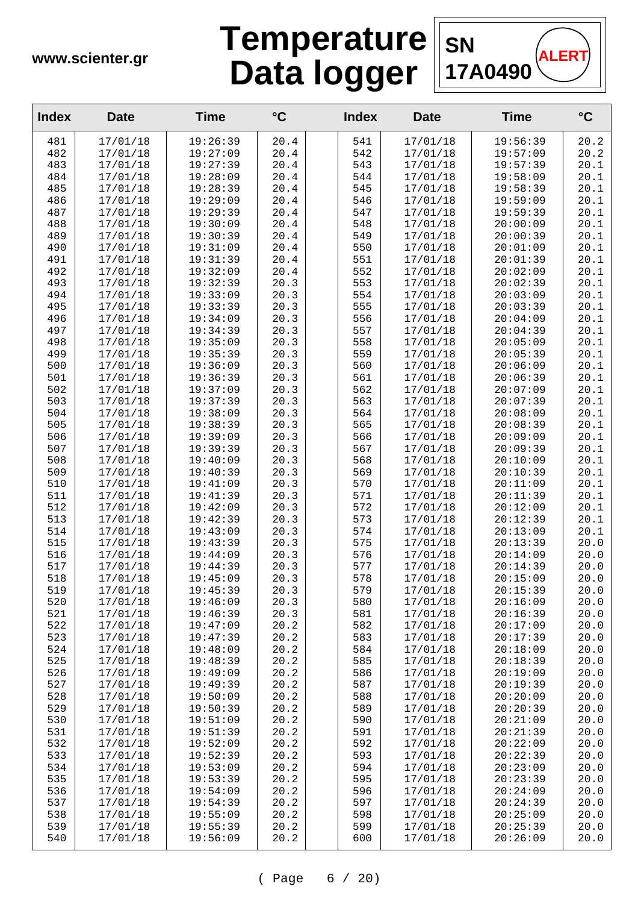www.scienter.gr

# Temperature Data logger

**SN 17A0490** ALERT

| Index | Date | Time | °C | Index | Date | Time | °C |
|---|---|---|---|---|---|---|---|
| 481 | 17/01/18 | 19:26:39 | 20.4 | 541 | 17/01/18 | 19:56:39 | 20.2 |
| 482 | 17/01/18 | 19:27:09 | 20.4 | 542 | 17/01/18 | 19:57:09 | 20.2 |
| 483 | 17/01/18 | 19:27:39 | 20.4 | 543 | 17/01/18 | 19:57:39 | 20.1 |
| 484 | 17/01/18 | 19:28:09 | 20.4 | 544 | 17/01/18 | 19:58:09 | 20.1 |
| 485 | 17/01/18 | 19:28:39 | 20.4 | 545 | 17/01/18 | 19:58:39 | 20.1 |
| 486 | 17/01/18 | 19:29:09 | 20.4 | 546 | 17/01/18 | 19:59:09 | 20.1 |
| 487 | 17/01/18 | 19:29:39 | 20.4 | 547 | 17/01/18 | 19:59:39 | 20.1 |
| 488 | 17/01/18 | 19:30:09 | 20.4 | 548 | 17/01/18 | 20:00:09 | 20.1 |
| 489 | 17/01/18 | 19:30:39 | 20.4 | 549 | 17/01/18 | 20:00:39 | 20.1 |
| 490 | 17/01/18 | 19:31:09 | 20.4 | 550 | 17/01/18 | 20:01:09 | 20.1 |
| 491 | 17/01/18 | 19:31:39 | 20.4 | 551 | 17/01/18 | 20:01:39 | 20.1 |
| 492 | 17/01/18 | 19:32:09 | 20.4 | 552 | 17/01/18 | 20:02:09 | 20.1 |
| 493 | 17/01/18 | 19:32:39 | 20.3 | 553 | 17/01/18 | 20:02:39 | 20.1 |
| 494 | 17/01/18 | 19:33:09 | 20.3 | 554 | 17/01/18 | 20:03:09 | 20.1 |
| 495 | 17/01/18 | 19:33:39 | 20.3 | 555 | 17/01/18 | 20:03:39 | 20.1 |
| 496 | 17/01/18 | 19:34:09 | 20.3 | 556 | 17/01/18 | 20:04:09 | 20.1 |
| 497 | 17/01/18 | 19:34:39 | 20.3 | 557 | 17/01/18 | 20:04:39 | 20.1 |
| 498 | 17/01/18 | 19:35:09 | 20.3 | 558 | 17/01/18 | 20:05:09 | 20.1 |
| 499 | 17/01/18 | 19:35:39 | 20.3 | 559 | 17/01/18 | 20:05:39 | 20.1 |
| 500 | 17/01/18 | 19:36:09 | 20.3 | 560 | 17/01/18 | 20:06:09 | 20.1 |
| 501 | 17/01/18 | 19:36:39 | 20.3 | 561 | 17/01/18 | 20:06:39 | 20.1 |
| 502 | 17/01/18 | 19:37:09 | 20.3 | 562 | 17/01/18 | 20:07:09 | 20.1 |
| 503 | 17/01/18 | 19:37:39 | 20.3 | 563 | 17/01/18 | 20:07:39 | 20.1 |
| 504 | 17/01/18 | 19:38:09 | 20.3 | 564 | 17/01/18 | 20:08:09 | 20.1 |
| 505 | 17/01/18 | 19:38:39 | 20.3 | 565 | 17/01/18 | 20:08:39 | 20.1 |
| 506 | 17/01/18 | 19:39:09 | 20.3 | 566 | 17/01/18 | 20:09:09 | 20.1 |
| 507 | 17/01/18 | 19:39:39 | 20.3 | 567 | 17/01/18 | 20:09:39 | 20.1 |
| 508 | 17/01/18 | 19:40:09 | 20.3 | 568 | 17/01/18 | 20:10:09 | 20.1 |
| 509 | 17/01/18 | 19:40:39 | 20.3 | 569 | 17/01/18 | 20:10:39 | 20.1 |
| 510 | 17/01/18 | 19:41:09 | 20.3 | 570 | 17/01/18 | 20:11:09 | 20.1 |
| 511 | 17/01/18 | 19:41:39 | 20.3 | 571 | 17/01/18 | 20:11:39 | 20.1 |
| 512 | 17/01/18 | 19:42:09 | 20.3 | 572 | 17/01/18 | 20:12:09 | 20.1 |
| 513 | 17/01/18 | 19:42:39 | 20.3 | 573 | 17/01/18 | 20:12:39 | 20.1 |
| 514 | 17/01/18 | 19:43:09 | 20.3 | 574 | 17/01/18 | 20:13:09 | 20.1 |
| 515 | 17/01/18 | 19:43:39 | 20.3 | 575 | 17/01/18 | 20:13:39 | 20.0 |
| 516 | 17/01/18 | 19:44:09 | 20.3 | 576 | 17/01/18 | 20:14:09 | 20.0 |
| 517 | 17/01/18 | 19:44:39 | 20.3 | 577 | 17/01/18 | 20:14:39 | 20.0 |
| 518 | 17/01/18 | 19:45:09 | 20.3 | 578 | 17/01/18 | 20:15:09 | 20.0 |
| 519 | 17/01/18 | 19:45:39 | 20.3 | 579 | 17/01/18 | 20:15:39 | 20.0 |
| 520 | 17/01/18 | 19:46:09 | 20.3 | 580 | 17/01/18 | 20:16:09 | 20.0 |
| 521 | 17/01/18 | 19:46:39 | 20.3 | 581 | 17/01/18 | 20:16:39 | 20.0 |
| 522 | 17/01/18 | 19:47:09 | 20.2 | 582 | 17/01/18 | 20:17:09 | 20.0 |
| 523 | 17/01/18 | 19:47:39 | 20.2 | 583 | 17/01/18 | 20:17:39 | 20.0 |
| 524 | 17/01/18 | 19:48:09 | 20.2 | 584 | 17/01/18 | 20:18:09 | 20.0 |
| 525 | 17/01/18 | 19:48:39 | 20.2 | 585 | 17/01/18 | 20:18:39 | 20.0 |
| 526 | 17/01/18 | 19:49:09 | 20.2 | 586 | 17/01/18 | 20:19:09 | 20.0 |
| 527 | 17/01/18 | 19:49:39 | 20.2 | 587 | 17/01/18 | 20:19:39 | 20.0 |
| 528 | 17/01/18 | 19:50:09 | 20.2 | 588 | 17/01/18 | 20:20:09 | 20.0 |
| 529 | 17/01/18 | 19:50:39 | 20.2 | 589 | 17/01/18 | 20:20:39 | 20.0 |
| 530 | 17/01/18 | 19:51:09 | 20.2 | 590 | 17/01/18 | 20:21:09 | 20.0 |
| 531 | 17/01/18 | 19:51:39 | 20.2 | 591 | 17/01/18 | 20:21:39 | 20.0 |
| 532 | 17/01/18 | 19:52:09 | 20.2 | 592 | 17/01/18 | 20:22:09 | 20.0 |
| 533 | 17/01/18 | 19:52:39 | 20.2 | 593 | 17/01/18 | 20:22:39 | 20.0 |
| 534 | 17/01/18 | 19:53:09 | 20.2 | 594 | 17/01/18 | 20:23:09 | 20.0 |
| 535 | 17/01/18 | 19:53:39 | 20.2 | 595 | 17/01/18 | 20:23:39 | 20.0 |
| 536 | 17/01/18 | 19:54:09 | 20.2 | 596 | 17/01/18 | 20:24:09 | 20.0 |
| 537 | 17/01/18 | 19:54:39 | 20.2 | 597 | 17/01/18 | 20:24:39 | 20.0 |
| 538 | 17/01/18 | 19:55:09 | 20.2 | 598 | 17/01/18 | 20:25:09 | 20.0 |
| 539 | 17/01/18 | 19:55:39 | 20.2 | 599 | 17/01/18 | 20:25:39 | 20.0 |
| 540 | 17/01/18 | 19:56:09 | 20.2 | 600 | 17/01/18 | 20:26:09 | 20.0 |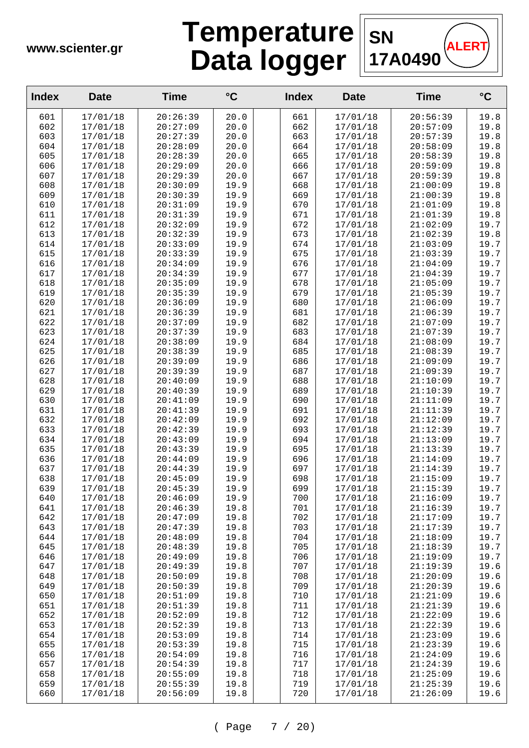www.scienter.gr

# Temperature Data logger

SN 17A0490 ALERT

| Index | Date | Time | °C | Index | Date | Time | °C |
|---|---|---|---|---|---|---|---|
| 601 | 17/01/18 | 20:26:39 | 20.0 | 661 | 17/01/18 | 20:56:39 | 19.8 |
| 602 | 17/01/18 | 20:27:09 | 20.0 | 662 | 17/01/18 | 20:57:09 | 19.8 |
| 603 | 17/01/18 | 20:27:39 | 20.0 | 663 | 17/01/18 | 20:57:39 | 19.8 |
| 604 | 17/01/18 | 20:28:09 | 20.0 | 664 | 17/01/18 | 20:58:09 | 19.8 |
| 605 | 17/01/18 | 20:28:39 | 20.0 | 665 | 17/01/18 | 20:58:39 | 19.8 |
| 606 | 17/01/18 | 20:29:09 | 20.0 | 666 | 17/01/18 | 20:59:09 | 19.8 |
| 607 | 17/01/18 | 20:29:39 | 20.0 | 667 | 17/01/18 | 20:59:39 | 19.8 |
| 608 | 17/01/18 | 20:30:09 | 19.9 | 668 | 17/01/18 | 21:00:09 | 19.8 |
| 609 | 17/01/18 | 20:30:39 | 19.9 | 669 | 17/01/18 | 21:00:39 | 19.8 |
| 610 | 17/01/18 | 20:31:09 | 19.9 | 670 | 17/01/18 | 21:01:09 | 19.8 |
| 611 | 17/01/18 | 20:31:39 | 19.9 | 671 | 17/01/18 | 21:01:39 | 19.8 |
| 612 | 17/01/18 | 20:32:09 | 19.9 | 672 | 17/01/18 | 21:02:09 | 19.7 |
| 613 | 17/01/18 | 20:32:39 | 19.9 | 673 | 17/01/18 | 21:02:39 | 19.8 |
| 614 | 17/01/18 | 20:33:09 | 19.9 | 674 | 17/01/18 | 21:03:09 | 19.7 |
| 615 | 17/01/18 | 20:33:39 | 19.9 | 675 | 17/01/18 | 21:03:39 | 19.7 |
| 616 | 17/01/18 | 20:34:09 | 19.9 | 676 | 17/01/18 | 21:04:09 | 19.7 |
| 617 | 17/01/18 | 20:34:39 | 19.9 | 677 | 17/01/18 | 21:04:39 | 19.7 |
| 618 | 17/01/18 | 20:35:09 | 19.9 | 678 | 17/01/18 | 21:05:09 | 19.7 |
| 619 | 17/01/18 | 20:35:39 | 19.9 | 679 | 17/01/18 | 21:05:39 | 19.7 |
| 620 | 17/01/18 | 20:36:09 | 19.9 | 680 | 17/01/18 | 21:06:09 | 19.7 |
| 621 | 17/01/18 | 20:36:39 | 19.9 | 681 | 17/01/18 | 21:06:39 | 19.7 |
| 622 | 17/01/18 | 20:37:09 | 19.9 | 682 | 17/01/18 | 21:07:09 | 19.7 |
| 623 | 17/01/18 | 20:37:39 | 19.9 | 683 | 17/01/18 | 21:07:39 | 19.7 |
| 624 | 17/01/18 | 20:38:09 | 19.9 | 684 | 17/01/18 | 21:08:09 | 19.7 |
| 625 | 17/01/18 | 20:38:39 | 19.9 | 685 | 17/01/18 | 21:08:39 | 19.7 |
| 626 | 17/01/18 | 20:39:09 | 19.9 | 686 | 17/01/18 | 21:09:09 | 19.7 |
| 627 | 17/01/18 | 20:39:39 | 19.9 | 687 | 17/01/18 | 21:09:39 | 19.7 |
| 628 | 17/01/18 | 20:40:09 | 19.9 | 688 | 17/01/18 | 21:10:09 | 19.7 |
| 629 | 17/01/18 | 20:40:39 | 19.9 | 689 | 17/01/18 | 21:10:39 | 19.7 |
| 630 | 17/01/18 | 20:41:09 | 19.9 | 690 | 17/01/18 | 21:11:09 | 19.7 |
| 631 | 17/01/18 | 20:41:39 | 19.9 | 691 | 17/01/18 | 21:11:39 | 19.7 |
| 632 | 17/01/18 | 20:42:09 | 19.9 | 692 | 17/01/18 | 21:12:09 | 19.7 |
| 633 | 17/01/18 | 20:42:39 | 19.9 | 693 | 17/01/18 | 21:12:39 | 19.7 |
| 634 | 17/01/18 | 20:43:09 | 19.9 | 694 | 17/01/18 | 21:13:09 | 19.7 |
| 635 | 17/01/18 | 20:43:39 | 19.9 | 695 | 17/01/18 | 21:13:39 | 19.7 |
| 636 | 17/01/18 | 20:44:09 | 19.9 | 696 | 17/01/18 | 21:14:09 | 19.7 |
| 637 | 17/01/18 | 20:44:39 | 19.9 | 697 | 17/01/18 | 21:14:39 | 19.7 |
| 638 | 17/01/18 | 20:45:09 | 19.9 | 698 | 17/01/18 | 21:15:09 | 19.7 |
| 639 | 17/01/18 | 20:45:39 | 19.9 | 699 | 17/01/18 | 21:15:39 | 19.7 |
| 640 | 17/01/18 | 20:46:09 | 19.9 | 700 | 17/01/18 | 21:16:09 | 19.7 |
| 641 | 17/01/18 | 20:46:39 | 19.8 | 701 | 17/01/18 | 21:16:39 | 19.7 |
| 642 | 17/01/18 | 20:47:09 | 19.8 | 702 | 17/01/18 | 21:17:09 | 19.7 |
| 643 | 17/01/18 | 20:47:39 | 19.8 | 703 | 17/01/18 | 21:17:39 | 19.7 |
| 644 | 17/01/18 | 20:48:09 | 19.8 | 704 | 17/01/18 | 21:18:09 | 19.7 |
| 645 | 17/01/18 | 20:48:39 | 19.8 | 705 | 17/01/18 | 21:18:39 | 19.7 |
| 646 | 17/01/18 | 20:49:09 | 19.8 | 706 | 17/01/18 | 21:19:09 | 19.7 |
| 647 | 17/01/18 | 20:49:39 | 19.8 | 707 | 17/01/18 | 21:19:39 | 19.6 |
| 648 | 17/01/18 | 20:50:09 | 19.8 | 708 | 17/01/18 | 21:20:09 | 19.6 |
| 649 | 17/01/18 | 20:50:39 | 19.8 | 709 | 17/01/18 | 21:20:39 | 19.6 |
| 650 | 17/01/18 | 20:51:09 | 19.8 | 710 | 17/01/18 | 21:21:09 | 19.6 |
| 651 | 17/01/18 | 20:51:39 | 19.8 | 711 | 17/01/18 | 21:21:39 | 19.6 |
| 652 | 17/01/18 | 20:52:09 | 19.8 | 712 | 17/01/18 | 21:22:09 | 19.6 |
| 653 | 17/01/18 | 20:52:39 | 19.8 | 713 | 17/01/18 | 21:22:39 | 19.6 |
| 654 | 17/01/18 | 20:53:09 | 19.8 | 714 | 17/01/18 | 21:23:09 | 19.6 |
| 655 | 17/01/18 | 20:53:39 | 19.8 | 715 | 17/01/18 | 21:23:39 | 19.6 |
| 656 | 17/01/18 | 20:54:09 | 19.8 | 716 | 17/01/18 | 21:24:09 | 19.6 |
| 657 | 17/01/18 | 20:54:39 | 19.8 | 717 | 17/01/18 | 21:24:39 | 19.6 |
| 658 | 17/01/18 | 20:55:09 | 19.8 | 718 | 17/01/18 | 21:25:09 | 19.6 |
| 659 | 17/01/18 | 20:55:39 | 19.8 | 719 | 17/01/18 | 21:25:39 | 19.6 |
| 660 | 17/01/18 | 20:56:09 | 19.8 | 720 | 17/01/18 | 21:26:09 | 19.6 |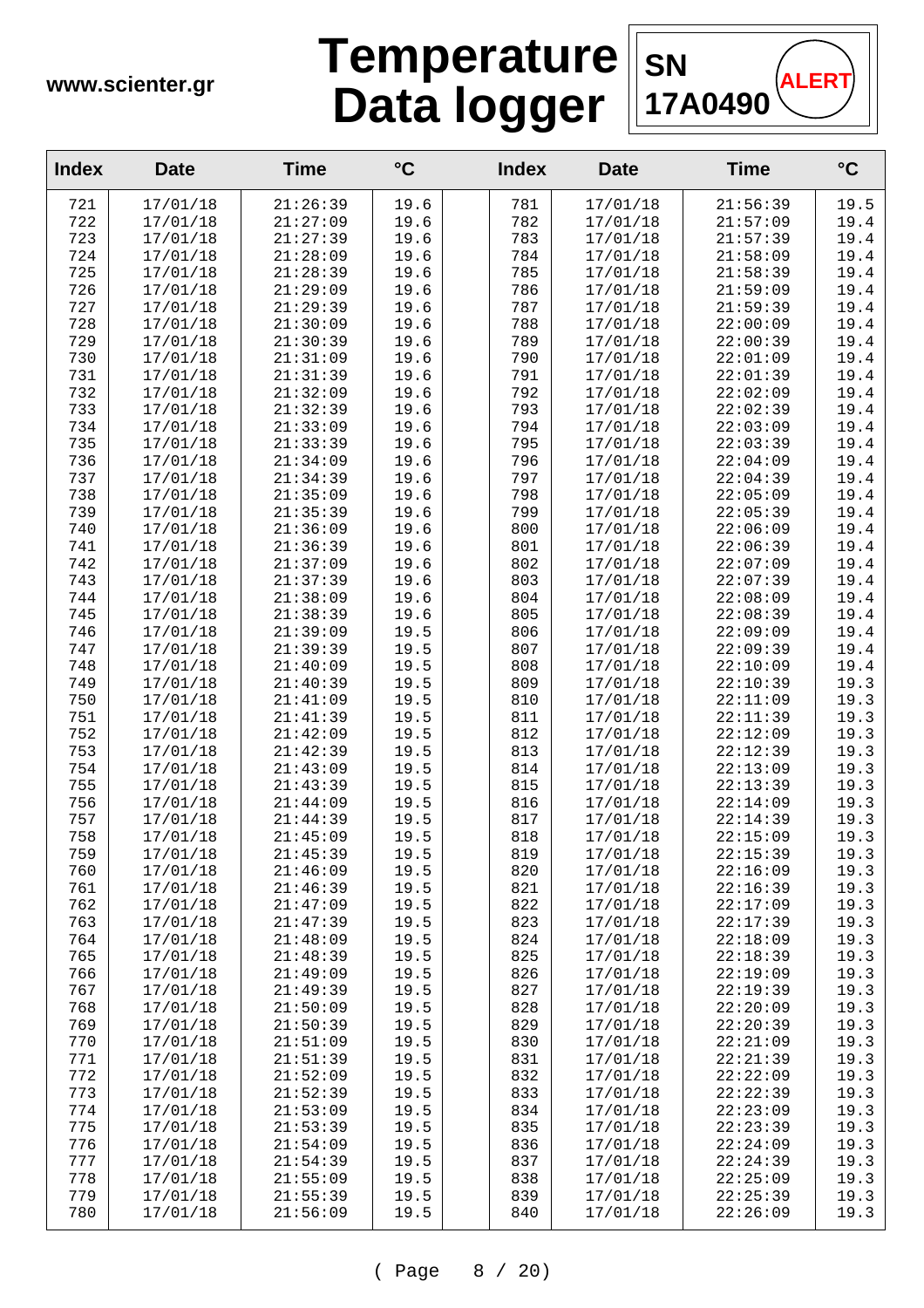www.scienter.gr

# Temperature Data logger

**SN 17A0490** ALERT

| Index | Date | Time | °C | Index | Date | Time | °C |
|---|---|---|---|---|---|---|---|
| 721 | 17/01/18 | 21:26:39 | 19.6 | 781 | 17/01/18 | 21:56:39 | 19.5 |
| 722 | 17/01/18 | 21:27:09 | 19.6 | 782 | 17/01/18 | 21:57:09 | 19.4 |
| 723 | 17/01/18 | 21:27:39 | 19.6 | 783 | 17/01/18 | 21:57:39 | 19.4 |
| 724 | 17/01/18 | 21:28:09 | 19.6 | 784 | 17/01/18 | 21:58:09 | 19.4 |
| 725 | 17/01/18 | 21:28:39 | 19.6 | 785 | 17/01/18 | 21:58:39 | 19.4 |
| 726 | 17/01/18 | 21:29:09 | 19.6 | 786 | 17/01/18 | 21:59:09 | 19.4 |
| 727 | 17/01/18 | 21:29:39 | 19.6 | 787 | 17/01/18 | 21:59:39 | 19.4 |
| 728 | 17/01/18 | 21:30:09 | 19.6 | 788 | 17/01/18 | 22:00:09 | 19.4 |
| 729 | 17/01/18 | 21:30:39 | 19.6 | 789 | 17/01/18 | 22:00:39 | 19.4 |
| 730 | 17/01/18 | 21:31:09 | 19.6 | 790 | 17/01/18 | 22:01:09 | 19.4 |
| 731 | 17/01/18 | 21:31:39 | 19.6 | 791 | 17/01/18 | 22:01:39 | 19.4 |
| 732 | 17/01/18 | 21:32:09 | 19.6 | 792 | 17/01/18 | 22:02:09 | 19.4 |
| 733 | 17/01/18 | 21:32:39 | 19.6 | 793 | 17/01/18 | 22:02:39 | 19.4 |
| 734 | 17/01/18 | 21:33:09 | 19.6 | 794 | 17/01/18 | 22:03:09 | 19.4 |
| 735 | 17/01/18 | 21:33:39 | 19.6 | 795 | 17/01/18 | 22:03:39 | 19.4 |
| 736 | 17/01/18 | 21:34:09 | 19.6 | 796 | 17/01/18 | 22:04:09 | 19.4 |
| 737 | 17/01/18 | 21:34:39 | 19.6 | 797 | 17/01/18 | 22:04:39 | 19.4 |
| 738 | 17/01/18 | 21:35:09 | 19.6 | 798 | 17/01/18 | 22:05:09 | 19.4 |
| 739 | 17/01/18 | 21:35:39 | 19.6 | 799 | 17/01/18 | 22:05:39 | 19.4 |
| 740 | 17/01/18 | 21:36:09 | 19.6 | 800 | 17/01/18 | 22:06:09 | 19.4 |
| 741 | 17/01/18 | 21:36:39 | 19.6 | 801 | 17/01/18 | 22:06:39 | 19.4 |
| 742 | 17/01/18 | 21:37:09 | 19.6 | 802 | 17/01/18 | 22:07:09 | 19.4 |
| 743 | 17/01/18 | 21:37:39 | 19.6 | 803 | 17/01/18 | 22:07:39 | 19.4 |
| 744 | 17/01/18 | 21:38:09 | 19.6 | 804 | 17/01/18 | 22:08:09 | 19.4 |
| 745 | 17/01/18 | 21:38:39 | 19.6 | 805 | 17/01/18 | 22:08:39 | 19.4 |
| 746 | 17/01/18 | 21:39:09 | 19.5 | 806 | 17/01/18 | 22:09:09 | 19.4 |
| 747 | 17/01/18 | 21:39:39 | 19.5 | 807 | 17/01/18 | 22:09:39 | 19.4 |
| 748 | 17/01/18 | 21:40:09 | 19.5 | 808 | 17/01/18 | 22:10:09 | 19.4 |
| 749 | 17/01/18 | 21:40:39 | 19.5 | 809 | 17/01/18 | 22:10:39 | 19.3 |
| 750 | 17/01/18 | 21:41:09 | 19.5 | 810 | 17/01/18 | 22:11:09 | 19.3 |
| 751 | 17/01/18 | 21:41:39 | 19.5 | 811 | 17/01/18 | 22:11:39 | 19.3 |
| 752 | 17/01/18 | 21:42:09 | 19.5 | 812 | 17/01/18 | 22:12:09 | 19.3 |
| 753 | 17/01/18 | 21:42:39 | 19.5 | 813 | 17/01/18 | 22:12:39 | 19.3 |
| 754 | 17/01/18 | 21:43:09 | 19.5 | 814 | 17/01/18 | 22:13:09 | 19.3 |
| 755 | 17/01/18 | 21:43:39 | 19.5 | 815 | 17/01/18 | 22:13:39 | 19.3 |
| 756 | 17/01/18 | 21:44:09 | 19.5 | 816 | 17/01/18 | 22:14:09 | 19.3 |
| 757 | 17/01/18 | 21:44:39 | 19.5 | 817 | 17/01/18 | 22:14:39 | 19.3 |
| 758 | 17/01/18 | 21:45:09 | 19.5 | 818 | 17/01/18 | 22:15:09 | 19.3 |
| 759 | 17/01/18 | 21:45:39 | 19.5 | 819 | 17/01/18 | 22:15:39 | 19.3 |
| 760 | 17/01/18 | 21:46:09 | 19.5 | 820 | 17/01/18 | 22:16:09 | 19.3 |
| 761 | 17/01/18 | 21:46:39 | 19.5 | 821 | 17/01/18 | 22:16:39 | 19.3 |
| 762 | 17/01/18 | 21:47:09 | 19.5 | 822 | 17/01/18 | 22:17:09 | 19.3 |
| 763 | 17/01/18 | 21:47:39 | 19.5 | 823 | 17/01/18 | 22:17:39 | 19.3 |
| 764 | 17/01/18 | 21:48:09 | 19.5 | 824 | 17/01/18 | 22:18:09 | 19.3 |
| 765 | 17/01/18 | 21:48:39 | 19.5 | 825 | 17/01/18 | 22:18:39 | 19.3 |
| 766 | 17/01/18 | 21:49:09 | 19.5 | 826 | 17/01/18 | 22:19:09 | 19.3 |
| 767 | 17/01/18 | 21:49:39 | 19.5 | 827 | 17/01/18 | 22:19:39 | 19.3 |
| 768 | 17/01/18 | 21:50:09 | 19.5 | 828 | 17/01/18 | 22:20:09 | 19.3 |
| 769 | 17/01/18 | 21:50:39 | 19.5 | 829 | 17/01/18 | 22:20:39 | 19.3 |
| 770 | 17/01/18 | 21:51:09 | 19.5 | 830 | 17/01/18 | 22:21:09 | 19.3 |
| 771 | 17/01/18 | 21:51:39 | 19.5 | 831 | 17/01/18 | 22:21:39 | 19.3 |
| 772 | 17/01/18 | 21:52:09 | 19.5 | 832 | 17/01/18 | 22:22:09 | 19.3 |
| 773 | 17/01/18 | 21:52:39 | 19.5 | 833 | 17/01/18 | 22:22:39 | 19.3 |
| 774 | 17/01/18 | 21:53:09 | 19.5 | 834 | 17/01/18 | 22:23:09 | 19.3 |
| 775 | 17/01/18 | 21:53:39 | 19.5 | 835 | 17/01/18 | 22:23:39 | 19.3 |
| 776 | 17/01/18 | 21:54:09 | 19.5 | 836 | 17/01/18 | 22:24:09 | 19.3 |
| 777 | 17/01/18 | 21:54:39 | 19.5 | 837 | 17/01/18 | 22:24:39 | 19.3 |
| 778 | 17/01/18 | 21:55:09 | 19.5 | 838 | 17/01/18 | 22:25:09 | 19.3 |
| 779 | 17/01/18 | 21:55:39 | 19.5 | 839 | 17/01/18 | 22:25:39 | 19.3 |
| 780 | 17/01/18 | 21:56:09 | 19.5 | 840 | 17/01/18 | 22:26:09 | 19.3 |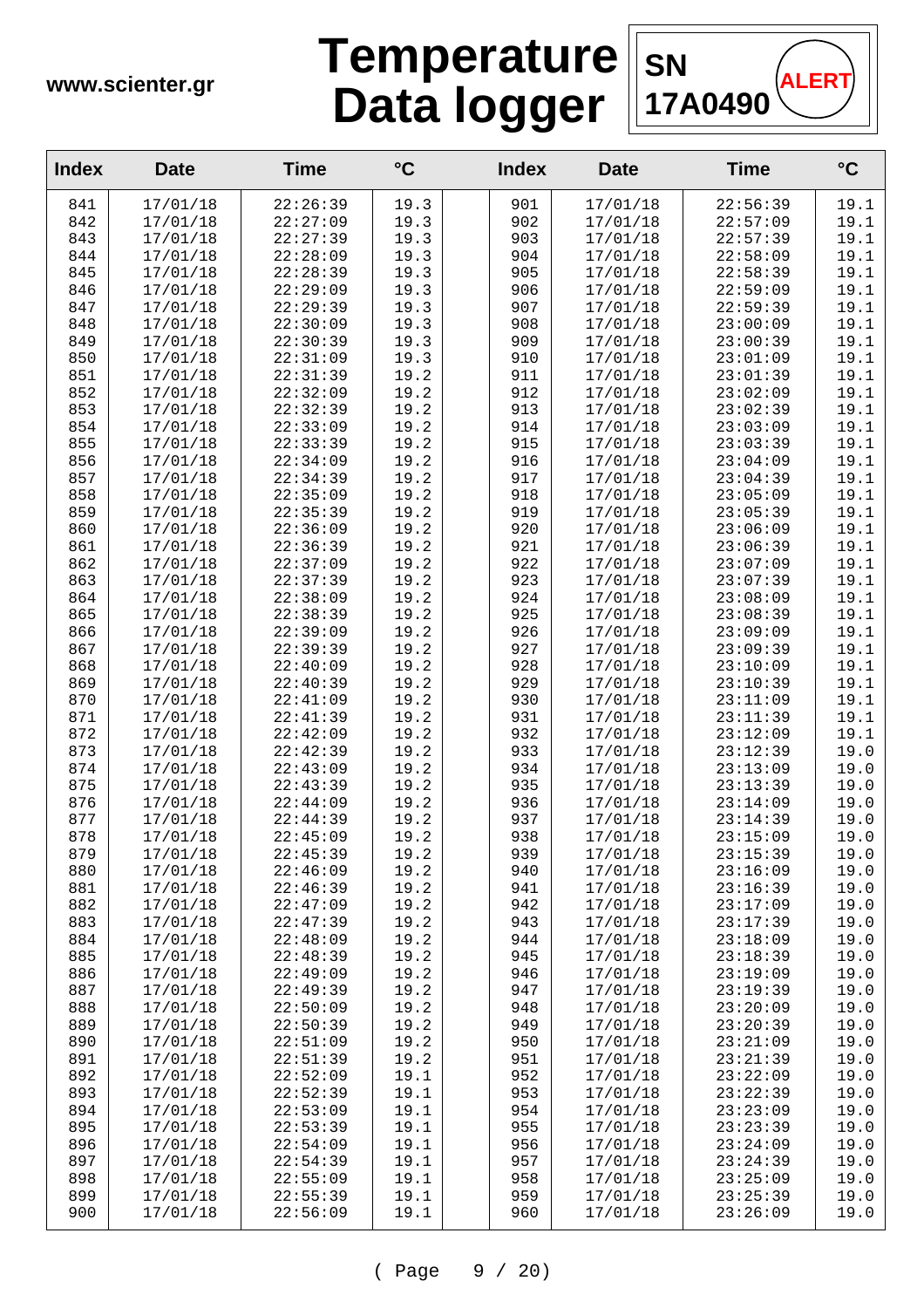www.scienter.gr

# Temperature Data logger

**SN 17A0490** ALERT

| Index | Date | Time | °C | Index | Date | Time | °C |
|---|---|---|---|---|---|---|---|
| 841 | 17/01/18 | 22:26:39 | 19.3 | 901 | 17/01/18 | 22:56:39 | 19.1 |
| 842 | 17/01/18 | 22:27:09 | 19.3 | 902 | 17/01/18 | 22:57:09 | 19.1 |
| 843 | 17/01/18 | 22:27:39 | 19.3 | 903 | 17/01/18 | 22:57:39 | 19.1 |
| 844 | 17/01/18 | 22:28:09 | 19.3 | 904 | 17/01/18 | 22:58:09 | 19.1 |
| 845 | 17/01/18 | 22:28:39 | 19.3 | 905 | 17/01/18 | 22:58:39 | 19.1 |
| 846 | 17/01/18 | 22:29:09 | 19.3 | 906 | 17/01/18 | 22:59:09 | 19.1 |
| 847 | 17/01/18 | 22:29:39 | 19.3 | 907 | 17/01/18 | 22:59:39 | 19.1 |
| 848 | 17/01/18 | 22:30:09 | 19.3 | 908 | 17/01/18 | 23:00:09 | 19.1 |
| 849 | 17/01/18 | 22:30:39 | 19.3 | 909 | 17/01/18 | 23:00:39 | 19.1 |
| 850 | 17/01/18 | 22:31:09 | 19.3 | 910 | 17/01/18 | 23:01:09 | 19.1 |
| 851 | 17/01/18 | 22:31:39 | 19.2 | 911 | 17/01/18 | 23:01:39 | 19.1 |
| 852 | 17/01/18 | 22:32:09 | 19.2 | 912 | 17/01/18 | 23:02:09 | 19.1 |
| 853 | 17/01/18 | 22:32:39 | 19.2 | 913 | 17/01/18 | 23:02:39 | 19.1 |
| 854 | 17/01/18 | 22:33:09 | 19.2 | 914 | 17/01/18 | 23:03:09 | 19.1 |
| 855 | 17/01/18 | 22:33:39 | 19.2 | 915 | 17/01/18 | 23:03:39 | 19.1 |
| 856 | 17/01/18 | 22:34:09 | 19.2 | 916 | 17/01/18 | 23:04:09 | 19.1 |
| 857 | 17/01/18 | 22:34:39 | 19.2 | 917 | 17/01/18 | 23:04:39 | 19.1 |
| 858 | 17/01/18 | 22:35:09 | 19.2 | 918 | 17/01/18 | 23:05:09 | 19.1 |
| 859 | 17/01/18 | 22:35:39 | 19.2 | 919 | 17/01/18 | 23:05:39 | 19.1 |
| 860 | 17/01/18 | 22:36:09 | 19.2 | 920 | 17/01/18 | 23:06:09 | 19.1 |
| 861 | 17/01/18 | 22:36:39 | 19.2 | 921 | 17/01/18 | 23:06:39 | 19.1 |
| 862 | 17/01/18 | 22:37:09 | 19.2 | 922 | 17/01/18 | 23:07:09 | 19.1 |
| 863 | 17/01/18 | 22:37:39 | 19.2 | 923 | 17/01/18 | 23:07:39 | 19.1 |
| 864 | 17/01/18 | 22:38:09 | 19.2 | 924 | 17/01/18 | 23:08:09 | 19.1 |
| 865 | 17/01/18 | 22:38:39 | 19.2 | 925 | 17/01/18 | 23:08:39 | 19.1 |
| 866 | 17/01/18 | 22:39:09 | 19.2 | 926 | 17/01/18 | 23:09:09 | 19.1 |
| 867 | 17/01/18 | 22:39:39 | 19.2 | 927 | 17/01/18 | 23:09:39 | 19.1 |
| 868 | 17/01/18 | 22:40:09 | 19.2 | 928 | 17/01/18 | 23:10:09 | 19.1 |
| 869 | 17/01/18 | 22:40:39 | 19.2 | 929 | 17/01/18 | 23:10:39 | 19.1 |
| 870 | 17/01/18 | 22:41:09 | 19.2 | 930 | 17/01/18 | 23:11:09 | 19.1 |
| 871 | 17/01/18 | 22:41:39 | 19.2 | 931 | 17/01/18 | 23:11:39 | 19.1 |
| 872 | 17/01/18 | 22:42:09 | 19.2 | 932 | 17/01/18 | 23:12:09 | 19.1 |
| 873 | 17/01/18 | 22:42:39 | 19.2 | 933 | 17/01/18 | 23:12:39 | 19.0 |
| 874 | 17/01/18 | 22:43:09 | 19.2 | 934 | 17/01/18 | 23:13:09 | 19.0 |
| 875 | 17/01/18 | 22:43:39 | 19.2 | 935 | 17/01/18 | 23:13:39 | 19.0 |
| 876 | 17/01/18 | 22:44:09 | 19.2 | 936 | 17/01/18 | 23:14:09 | 19.0 |
| 877 | 17/01/18 | 22:44:39 | 19.2 | 937 | 17/01/18 | 23:14:39 | 19.0 |
| 878 | 17/01/18 | 22:45:09 | 19.2 | 938 | 17/01/18 | 23:15:09 | 19.0 |
| 879 | 17/01/18 | 22:45:39 | 19.2 | 939 | 17/01/18 | 23:15:39 | 19.0 |
| 880 | 17/01/18 | 22:46:09 | 19.2 | 940 | 17/01/18 | 23:16:09 | 19.0 |
| 881 | 17/01/18 | 22:46:39 | 19.2 | 941 | 17/01/18 | 23:16:39 | 19.0 |
| 882 | 17/01/18 | 22:47:09 | 19.2 | 942 | 17/01/18 | 23:17:09 | 19.0 |
| 883 | 17/01/18 | 22:47:39 | 19.2 | 943 | 17/01/18 | 23:17:39 | 19.0 |
| 884 | 17/01/18 | 22:48:09 | 19.2 | 944 | 17/01/18 | 23:18:09 | 19.0 |
| 885 | 17/01/18 | 22:48:39 | 19.2 | 945 | 17/01/18 | 23:18:39 | 19.0 |
| 886 | 17/01/18 | 22:49:09 | 19.2 | 946 | 17/01/18 | 23:19:09 | 19.0 |
| 887 | 17/01/18 | 22:49:39 | 19.2 | 947 | 17/01/18 | 23:19:39 | 19.0 |
| 888 | 17/01/18 | 22:50:09 | 19.2 | 948 | 17/01/18 | 23:20:09 | 19.0 |
| 889 | 17/01/18 | 22:50:39 | 19.2 | 949 | 17/01/18 | 23:20:39 | 19.0 |
| 890 | 17/01/18 | 22:51:09 | 19.2 | 950 | 17/01/18 | 23:21:09 | 19.0 |
| 891 | 17/01/18 | 22:51:39 | 19.2 | 951 | 17/01/18 | 23:21:39 | 19.0 |
| 892 | 17/01/18 | 22:52:09 | 19.1 | 952 | 17/01/18 | 23:22:09 | 19.0 |
| 893 | 17/01/18 | 22:52:39 | 19.1 | 953 | 17/01/18 | 23:22:39 | 19.0 |
| 894 | 17/01/18 | 22:53:09 | 19.1 | 954 | 17/01/18 | 23:23:09 | 19.0 |
| 895 | 17/01/18 | 22:53:39 | 19.1 | 955 | 17/01/18 | 23:23:39 | 19.0 |
| 896 | 17/01/18 | 22:54:09 | 19.1 | 956 | 17/01/18 | 23:24:09 | 19.0 |
| 897 | 17/01/18 | 22:54:39 | 19.1 | 957 | 17/01/18 | 23:24:39 | 19.0 |
| 898 | 17/01/18 | 22:55:09 | 19.1 | 958 | 17/01/18 | 23:25:09 | 19.0 |
| 899 | 17/01/18 | 22:55:39 | 19.1 | 959 | 17/01/18 | 23:25:39 | 19.0 |
| 900 | 17/01/18 | 22:56:09 | 19.1 | 960 | 17/01/18 | 23:26:09 | 19.0 |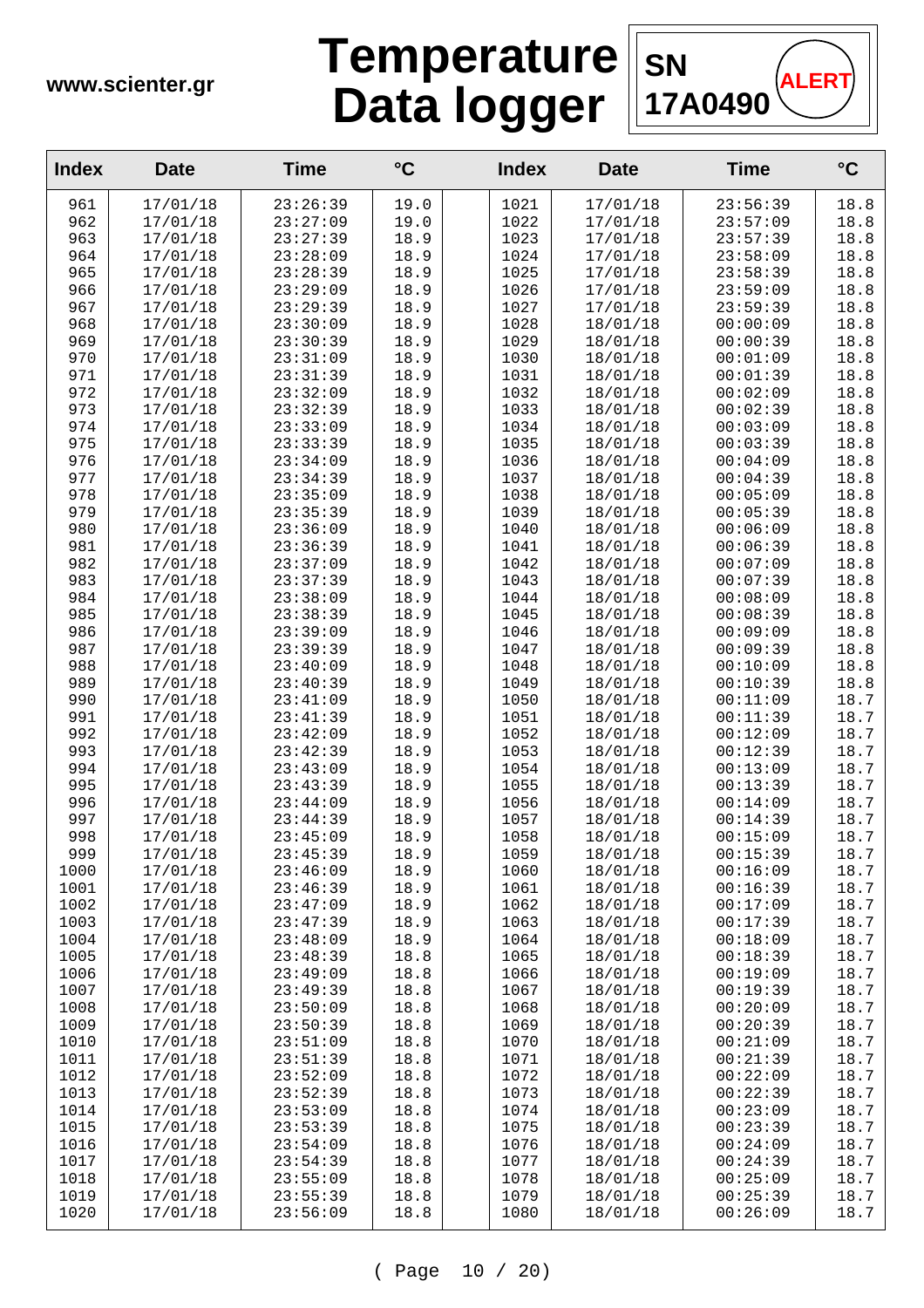www.scienter.gr

# Temperature Data logger

SN 17A0490 ALERT

| Index | Date | Time | °C | Index | Date | Time | °C |
|---|---|---|---|---|---|---|---|
| 961 | 17/01/18 | 23:26:39 | 19.0 | 1021 | 17/01/18 | 23:56:39 | 18.8 |
| 962 | 17/01/18 | 23:27:09 | 19.0 | 1022 | 17/01/18 | 23:57:09 | 18.8 |
| 963 | 17/01/18 | 23:27:39 | 18.9 | 1023 | 17/01/18 | 23:57:39 | 18.8 |
| 964 | 17/01/18 | 23:28:09 | 18.9 | 1024 | 17/01/18 | 23:58:09 | 18.8 |
| 965 | 17/01/18 | 23:28:39 | 18.9 | 1025 | 17/01/18 | 23:58:39 | 18.8 |
| 966 | 17/01/18 | 23:29:09 | 18.9 | 1026 | 17/01/18 | 23:59:09 | 18.8 |
| 967 | 17/01/18 | 23:29:39 | 18.9 | 1027 | 17/01/18 | 23:59:39 | 18.8 |
| 968 | 17/01/18 | 23:30:09 | 18.9 | 1028 | 18/01/18 | 00:00:09 | 18.8 |
| 969 | 17/01/18 | 23:30:39 | 18.9 | 1029 | 18/01/18 | 00:00:39 | 18.8 |
| 970 | 17/01/18 | 23:31:09 | 18.9 | 1030 | 18/01/18 | 00:01:09 | 18.8 |
| 971 | 17/01/18 | 23:31:39 | 18.9 | 1031 | 18/01/18 | 00:01:39 | 18.8 |
| 972 | 17/01/18 | 23:32:09 | 18.9 | 1032 | 18/01/18 | 00:02:09 | 18.8 |
| 973 | 17/01/18 | 23:32:39 | 18.9 | 1033 | 18/01/18 | 00:02:39 | 18.8 |
| 974 | 17/01/18 | 23:33:09 | 18.9 | 1034 | 18/01/18 | 00:03:09 | 18.8 |
| 975 | 17/01/18 | 23:33:39 | 18.9 | 1035 | 18/01/18 | 00:03:39 | 18.8 |
| 976 | 17/01/18 | 23:34:09 | 18.9 | 1036 | 18/01/18 | 00:04:09 | 18.8 |
| 977 | 17/01/18 | 23:34:39 | 18.9 | 1037 | 18/01/18 | 00:04:39 | 18.8 |
| 978 | 17/01/18 | 23:35:09 | 18.9 | 1038 | 18/01/18 | 00:05:09 | 18.8 |
| 979 | 17/01/18 | 23:35:39 | 18.9 | 1039 | 18/01/18 | 00:05:39 | 18.8 |
| 980 | 17/01/18 | 23:36:09 | 18.9 | 1040 | 18/01/18 | 00:06:09 | 18.8 |
| 981 | 17/01/18 | 23:36:39 | 18.9 | 1041 | 18/01/18 | 00:06:39 | 18.8 |
| 982 | 17/01/18 | 23:37:09 | 18.9 | 1042 | 18/01/18 | 00:07:09 | 18.8 |
| 983 | 17/01/18 | 23:37:39 | 18.9 | 1043 | 18/01/18 | 00:07:39 | 18.8 |
| 984 | 17/01/18 | 23:38:09 | 18.9 | 1044 | 18/01/18 | 00:08:09 | 18.8 |
| 985 | 17/01/18 | 23:38:39 | 18.9 | 1045 | 18/01/18 | 00:08:39 | 18.8 |
| 986 | 17/01/18 | 23:39:09 | 18.9 | 1046 | 18/01/18 | 00:09:09 | 18.8 |
| 987 | 17/01/18 | 23:39:39 | 18.9 | 1047 | 18/01/18 | 00:09:39 | 18.8 |
| 988 | 17/01/18 | 23:40:09 | 18.9 | 1048 | 18/01/18 | 00:10:09 | 18.8 |
| 989 | 17/01/18 | 23:40:39 | 18.9 | 1049 | 18/01/18 | 00:10:39 | 18.8 |
| 990 | 17/01/18 | 23:41:09 | 18.9 | 1050 | 18/01/18 | 00:11:09 | 18.7 |
| 991 | 17/01/18 | 23:41:39 | 18.9 | 1051 | 18/01/18 | 00:11:39 | 18.7 |
| 992 | 17/01/18 | 23:42:09 | 18.9 | 1052 | 18/01/18 | 00:12:09 | 18.7 |
| 993 | 17/01/18 | 23:42:39 | 18.9 | 1053 | 18/01/18 | 00:12:39 | 18.7 |
| 994 | 17/01/18 | 23:43:09 | 18.9 | 1054 | 18/01/18 | 00:13:09 | 18.7 |
| 995 | 17/01/18 | 23:43:39 | 18.9 | 1055 | 18/01/18 | 00:13:39 | 18.7 |
| 996 | 17/01/18 | 23:44:09 | 18.9 | 1056 | 18/01/18 | 00:14:09 | 18.7 |
| 997 | 17/01/18 | 23:44:39 | 18.9 | 1057 | 18/01/18 | 00:14:39 | 18.7 |
| 998 | 17/01/18 | 23:45:09 | 18.9 | 1058 | 18/01/18 | 00:15:09 | 18.7 |
| 999 | 17/01/18 | 23:45:39 | 18.9 | 1059 | 18/01/18 | 00:15:39 | 18.7 |
| 1000 | 17/01/18 | 23:46:09 | 18.9 | 1060 | 18/01/18 | 00:16:09 | 18.7 |
| 1001 | 17/01/18 | 23:46:39 | 18.9 | 1061 | 18/01/18 | 00:16:39 | 18.7 |
| 1002 | 17/01/18 | 23:47:09 | 18.9 | 1062 | 18/01/18 | 00:17:09 | 18.7 |
| 1003 | 17/01/18 | 23:47:39 | 18.9 | 1063 | 18/01/18 | 00:17:39 | 18.7 |
| 1004 | 17/01/18 | 23:48:09 | 18.9 | 1064 | 18/01/18 | 00:18:09 | 18.7 |
| 1005 | 17/01/18 | 23:48:39 | 18.8 | 1065 | 18/01/18 | 00:18:39 | 18.7 |
| 1006 | 17/01/18 | 23:49:09 | 18.8 | 1066 | 18/01/18 | 00:19:09 | 18.7 |
| 1007 | 17/01/18 | 23:49:39 | 18.8 | 1067 | 18/01/18 | 00:19:39 | 18.7 |
| 1008 | 17/01/18 | 23:50:09 | 18.8 | 1068 | 18/01/18 | 00:20:09 | 18.7 |
| 1009 | 17/01/18 | 23:50:39 | 18.8 | 1069 | 18/01/18 | 00:20:39 | 18.7 |
| 1010 | 17/01/18 | 23:51:09 | 18.8 | 1070 | 18/01/18 | 00:21:09 | 18.7 |
| 1011 | 17/01/18 | 23:51:39 | 18.8 | 1071 | 18/01/18 | 00:21:39 | 18.7 |
| 1012 | 17/01/18 | 23:52:09 | 18.8 | 1072 | 18/01/18 | 00:22:09 | 18.7 |
| 1013 | 17/01/18 | 23:52:39 | 18.8 | 1073 | 18/01/18 | 00:22:39 | 18.7 |
| 1014 | 17/01/18 | 23:53:09 | 18.8 | 1074 | 18/01/18 | 00:23:09 | 18.7 |
| 1015 | 17/01/18 | 23:53:39 | 18.8 | 1075 | 18/01/18 | 00:23:39 | 18.7 |
| 1016 | 17/01/18 | 23:54:09 | 18.8 | 1076 | 18/01/18 | 00:24:09 | 18.7 |
| 1017 | 17/01/18 | 23:54:39 | 18.8 | 1077 | 18/01/18 | 00:24:39 | 18.7 |
| 1018 | 17/01/18 | 23:55:09 | 18.8 | 1078 | 18/01/18 | 00:25:09 | 18.7 |
| 1019 | 17/01/18 | 23:55:39 | 18.8 | 1079 | 18/01/18 | 00:25:39 | 18.7 |
| 1020 | 17/01/18 | 23:56:09 | 18.8 | 1080 | 18/01/18 | 00:26:09 | 18.7 |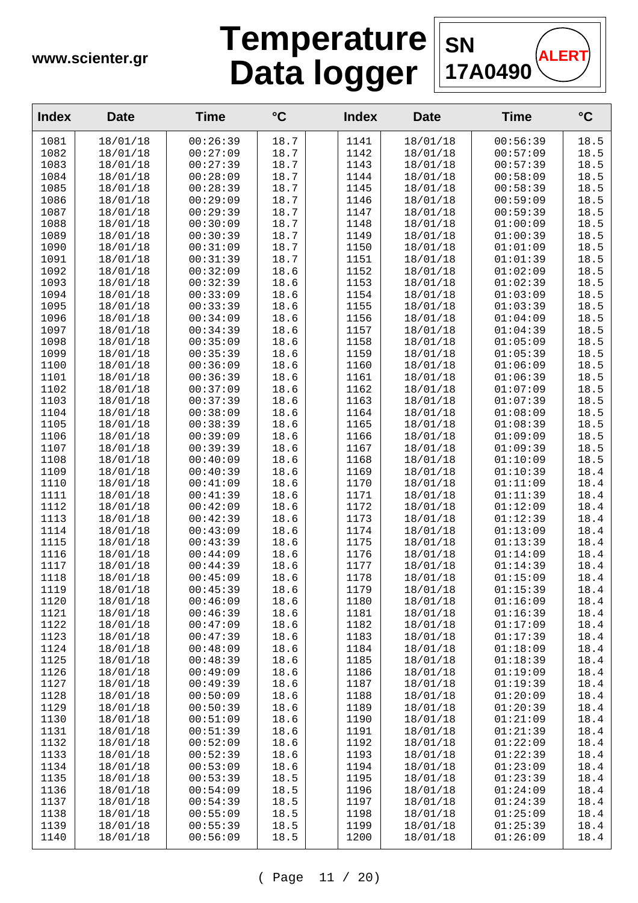www.scienter.gr

# Temperature Data logger

SN 17A0490 ALERT

| Index | Date | Time | °C | Index | Date | Time | °C |
|---|---|---|---|---|---|---|---|
| 1081 | 18/01/18 | 00:26:39 | 18.7 | 1141 | 18/01/18 | 00:56:39 | 18.5 |
| 1082 | 18/01/18 | 00:27:09 | 18.7 | 1142 | 18/01/18 | 00:57:09 | 18.5 |
| 1083 | 18/01/18 | 00:27:39 | 18.7 | 1143 | 18/01/18 | 00:57:39 | 18.5 |
| 1084 | 18/01/18 | 00:28:09 | 18.7 | 1144 | 18/01/18 | 00:58:09 | 18.5 |
| 1085 | 18/01/18 | 00:28:39 | 18.7 | 1145 | 18/01/18 | 00:58:39 | 18.5 |
| 1086 | 18/01/18 | 00:29:09 | 18.7 | 1146 | 18/01/18 | 00:59:09 | 18.5 |
| 1087 | 18/01/18 | 00:29:39 | 18.7 | 1147 | 18/01/18 | 00:59:39 | 18.5 |
| 1088 | 18/01/18 | 00:30:09 | 18.7 | 1148 | 18/01/18 | 01:00:09 | 18.5 |
| 1089 | 18/01/18 | 00:30:39 | 18.7 | 1149 | 18/01/18 | 01:00:39 | 18.5 |
| 1090 | 18/01/18 | 00:31:09 | 18.7 | 1150 | 18/01/18 | 01:01:09 | 18.5 |
| 1091 | 18/01/18 | 00:31:39 | 18.7 | 1151 | 18/01/18 | 01:01:39 | 18.5 |
| 1092 | 18/01/18 | 00:32:09 | 18.6 | 1152 | 18/01/18 | 01:02:09 | 18.5 |
| 1093 | 18/01/18 | 00:32:39 | 18.6 | 1153 | 18/01/18 | 01:02:39 | 18.5 |
| 1094 | 18/01/18 | 00:33:09 | 18.6 | 1154 | 18/01/18 | 01:03:09 | 18.5 |
| 1095 | 18/01/18 | 00:33:39 | 18.6 | 1155 | 18/01/18 | 01:03:39 | 18.5 |
| 1096 | 18/01/18 | 00:34:09 | 18.6 | 1156 | 18/01/18 | 01:04:09 | 18.5 |
| 1097 | 18/01/18 | 00:34:39 | 18.6 | 1157 | 18/01/18 | 01:04:39 | 18.5 |
| 1098 | 18/01/18 | 00:35:09 | 18.6 | 1158 | 18/01/18 | 01:05:09 | 18.5 |
| 1099 | 18/01/18 | 00:35:39 | 18.6 | 1159 | 18/01/18 | 01:05:39 | 18.5 |
| 1100 | 18/01/18 | 00:36:09 | 18.6 | 1160 | 18/01/18 | 01:06:09 | 18.5 |
| 1101 | 18/01/18 | 00:36:39 | 18.6 | 1161 | 18/01/18 | 01:06:39 | 18.5 |
| 1102 | 18/01/18 | 00:37:09 | 18.6 | 1162 | 18/01/18 | 01:07:09 | 18.5 |
| 1103 | 18/01/18 | 00:37:39 | 18.6 | 1163 | 18/01/18 | 01:07:39 | 18.5 |
| 1104 | 18/01/18 | 00:38:09 | 18.6 | 1164 | 18/01/18 | 01:08:09 | 18.5 |
| 1105 | 18/01/18 | 00:38:39 | 18.6 | 1165 | 18/01/18 | 01:08:39 | 18.5 |
| 1106 | 18/01/18 | 00:39:09 | 18.6 | 1166 | 18/01/18 | 01:09:09 | 18.5 |
| 1107 | 18/01/18 | 00:39:39 | 18.6 | 1167 | 18/01/18 | 01:09:39 | 18.5 |
| 1108 | 18/01/18 | 00:40:09 | 18.6 | 1168 | 18/01/18 | 01:10:09 | 18.5 |
| 1109 | 18/01/18 | 00:40:39 | 18.6 | 1169 | 18/01/18 | 01:10:39 | 18.4 |
| 1110 | 18/01/18 | 00:41:09 | 18.6 | 1170 | 18/01/18 | 01:11:09 | 18.4 |
| 1111 | 18/01/18 | 00:41:39 | 18.6 | 1171 | 18/01/18 | 01:11:39 | 18.4 |
| 1112 | 18/01/18 | 00:42:09 | 18.6 | 1172 | 18/01/18 | 01:12:09 | 18.4 |
| 1113 | 18/01/18 | 00:42:39 | 18.6 | 1173 | 18/01/18 | 01:12:39 | 18.4 |
| 1114 | 18/01/18 | 00:43:09 | 18.6 | 1174 | 18/01/18 | 01:13:09 | 18.4 |
| 1115 | 18/01/18 | 00:43:39 | 18.6 | 1175 | 18/01/18 | 01:13:39 | 18.4 |
| 1116 | 18/01/18 | 00:44:09 | 18.6 | 1176 | 18/01/18 | 01:14:09 | 18.4 |
| 1117 | 18/01/18 | 00:44:39 | 18.6 | 1177 | 18/01/18 | 01:14:39 | 18.4 |
| 1118 | 18/01/18 | 00:45:09 | 18.6 | 1178 | 18/01/18 | 01:15:09 | 18.4 |
| 1119 | 18/01/18 | 00:45:39 | 18.6 | 1179 | 18/01/18 | 01:15:39 | 18.4 |
| 1120 | 18/01/18 | 00:46:09 | 18.6 | 1180 | 18/01/18 | 01:16:09 | 18.4 |
| 1121 | 18/01/18 | 00:46:39 | 18.6 | 1181 | 18/01/18 | 01:16:39 | 18.4 |
| 1122 | 18/01/18 | 00:47:09 | 18.6 | 1182 | 18/01/18 | 01:17:09 | 18.4 |
| 1123 | 18/01/18 | 00:47:39 | 18.6 | 1183 | 18/01/18 | 01:17:39 | 18.4 |
| 1124 | 18/01/18 | 00:48:09 | 18.6 | 1184 | 18/01/18 | 01:18:09 | 18.4 |
| 1125 | 18/01/18 | 00:48:39 | 18.6 | 1185 | 18/01/18 | 01:18:39 | 18.4 |
| 1126 | 18/01/18 | 00:49:09 | 18.6 | 1186 | 18/01/18 | 01:19:09 | 18.4 |
| 1127 | 18/01/18 | 00:49:39 | 18.6 | 1187 | 18/01/18 | 01:19:39 | 18.4 |
| 1128 | 18/01/18 | 00:50:09 | 18.6 | 1188 | 18/01/18 | 01:20:09 | 18.4 |
| 1129 | 18/01/18 | 00:50:39 | 18.6 | 1189 | 18/01/18 | 01:20:39 | 18.4 |
| 1130 | 18/01/18 | 00:51:09 | 18.6 | 1190 | 18/01/18 | 01:21:09 | 18.4 |
| 1131 | 18/01/18 | 00:51:39 | 18.6 | 1191 | 18/01/18 | 01:21:39 | 18.4 |
| 1132 | 18/01/18 | 00:52:09 | 18.6 | 1192 | 18/01/18 | 01:22:09 | 18.4 |
| 1133 | 18/01/18 | 00:52:39 | 18.6 | 1193 | 18/01/18 | 01:22:39 | 18.4 |
| 1134 | 18/01/18 | 00:53:09 | 18.6 | 1194 | 18/01/18 | 01:23:09 | 18.4 |
| 1135 | 18/01/18 | 00:53:39 | 18.5 | 1195 | 18/01/18 | 01:23:39 | 18.4 |
| 1136 | 18/01/18 | 00:54:09 | 18.5 | 1196 | 18/01/18 | 01:24:09 | 18.4 |
| 1137 | 18/01/18 | 00:54:39 | 18.5 | 1197 | 18/01/18 | 01:24:39 | 18.4 |
| 1138 | 18/01/18 | 00:55:09 | 18.5 | 1198 | 18/01/18 | 01:25:09 | 18.4 |
| 1139 | 18/01/18 | 00:55:39 | 18.5 | 1199 | 18/01/18 | 01:25:39 | 18.4 |
| 1140 | 18/01/18 | 00:56:09 | 18.5 | 1200 | 18/01/18 | 01:26:09 | 18.4 |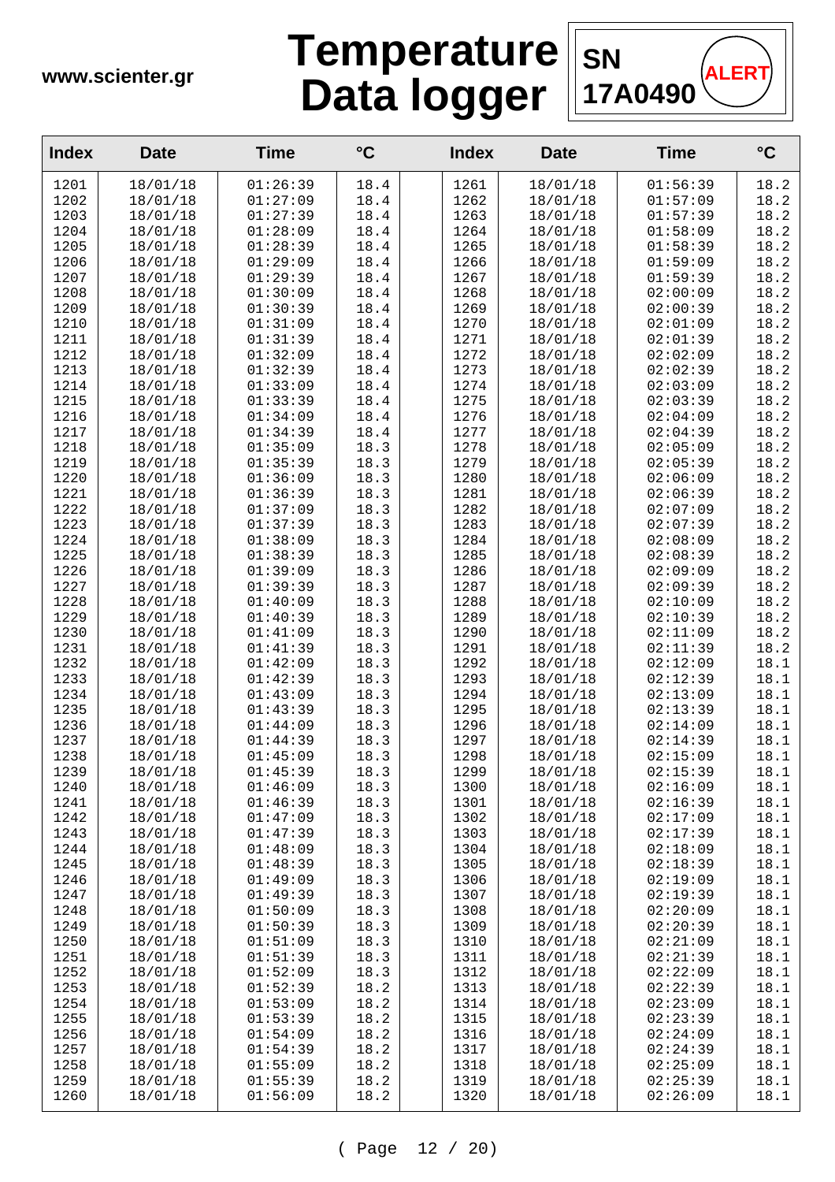www.scienter.gr

# Temperature Data logger

SN 17A0490 ALERT

| Index | Date | Time | °C | Index | Date | Time | °C |
|---|---|---|---|---|---|---|---|
| 1201 | 18/01/18 | 01:26:39 | 18.4 | 1261 | 18/01/18 | 01:56:39 | 18.2 |
| 1202 | 18/01/18 | 01:27:09 | 18.4 | 1262 | 18/01/18 | 01:57:09 | 18.2 |
| 1203 | 18/01/18 | 01:27:39 | 18.4 | 1263 | 18/01/18 | 01:57:39 | 18.2 |
| 1204 | 18/01/18 | 01:28:09 | 18.4 | 1264 | 18/01/18 | 01:58:09 | 18.2 |
| 1205 | 18/01/18 | 01:28:39 | 18.4 | 1265 | 18/01/18 | 01:58:39 | 18.2 |
| 1206 | 18/01/18 | 01:29:09 | 18.4 | 1266 | 18/01/18 | 01:59:09 | 18.2 |
| 1207 | 18/01/18 | 01:29:39 | 18.4 | 1267 | 18/01/18 | 01:59:39 | 18.2 |
| 1208 | 18/01/18 | 01:30:09 | 18.4 | 1268 | 18/01/18 | 02:00:09 | 18.2 |
| 1209 | 18/01/18 | 01:30:39 | 18.4 | 1269 | 18/01/18 | 02:00:39 | 18.2 |
| 1210 | 18/01/18 | 01:31:09 | 18.4 | 1270 | 18/01/18 | 02:01:09 | 18.2 |
| 1211 | 18/01/18 | 01:31:39 | 18.4 | 1271 | 18/01/18 | 02:01:39 | 18.2 |
| 1212 | 18/01/18 | 01:32:09 | 18.4 | 1272 | 18/01/18 | 02:02:09 | 18.2 |
| 1213 | 18/01/18 | 01:32:39 | 18.4 | 1273 | 18/01/18 | 02:02:39 | 18.2 |
| 1214 | 18/01/18 | 01:33:09 | 18.4 | 1274 | 18/01/18 | 02:03:09 | 18.2 |
| 1215 | 18/01/18 | 01:33:39 | 18.4 | 1275 | 18/01/18 | 02:03:39 | 18.2 |
| 1216 | 18/01/18 | 01:34:09 | 18.4 | 1276 | 18/01/18 | 02:04:09 | 18.2 |
| 1217 | 18/01/18 | 01:34:39 | 18.4 | 1277 | 18/01/18 | 02:04:39 | 18.2 |
| 1218 | 18/01/18 | 01:35:09 | 18.3 | 1278 | 18/01/18 | 02:05:09 | 18.2 |
| 1219 | 18/01/18 | 01:35:39 | 18.3 | 1279 | 18/01/18 | 02:05:39 | 18.2 |
| 1220 | 18/01/18 | 01:36:09 | 18.3 | 1280 | 18/01/18 | 02:06:09 | 18.2 |
| 1221 | 18/01/18 | 01:36:39 | 18.3 | 1281 | 18/01/18 | 02:06:39 | 18.2 |
| 1222 | 18/01/18 | 01:37:09 | 18.3 | 1282 | 18/01/18 | 02:07:09 | 18.2 |
| 1223 | 18/01/18 | 01:37:39 | 18.3 | 1283 | 18/01/18 | 02:07:39 | 18.2 |
| 1224 | 18/01/18 | 01:38:09 | 18.3 | 1284 | 18/01/18 | 02:08:09 | 18.2 |
| 1225 | 18/01/18 | 01:38:39 | 18.3 | 1285 | 18/01/18 | 02:08:39 | 18.2 |
| 1226 | 18/01/18 | 01:39:09 | 18.3 | 1286 | 18/01/18 | 02:09:09 | 18.2 |
| 1227 | 18/01/18 | 01:39:39 | 18.3 | 1287 | 18/01/18 | 02:09:39 | 18.2 |
| 1228 | 18/01/18 | 01:40:09 | 18.3 | 1288 | 18/01/18 | 02:10:09 | 18.2 |
| 1229 | 18/01/18 | 01:40:39 | 18.3 | 1289 | 18/01/18 | 02:10:39 | 18.2 |
| 1230 | 18/01/18 | 01:41:09 | 18.3 | 1290 | 18/01/18 | 02:11:09 | 18.2 |
| 1231 | 18/01/18 | 01:41:39 | 18.3 | 1291 | 18/01/18 | 02:11:39 | 18.2 |
| 1232 | 18/01/18 | 01:42:09 | 18.3 | 1292 | 18/01/18 | 02:12:09 | 18.1 |
| 1233 | 18/01/18 | 01:42:39 | 18.3 | 1293 | 18/01/18 | 02:12:39 | 18.1 |
| 1234 | 18/01/18 | 01:43:09 | 18.3 | 1294 | 18/01/18 | 02:13:09 | 18.1 |
| 1235 | 18/01/18 | 01:43:39 | 18.3 | 1295 | 18/01/18 | 02:13:39 | 18.1 |
| 1236 | 18/01/18 | 01:44:09 | 18.3 | 1296 | 18/01/18 | 02:14:09 | 18.1 |
| 1237 | 18/01/18 | 01:44:39 | 18.3 | 1297 | 18/01/18 | 02:14:39 | 18.1 |
| 1238 | 18/01/18 | 01:45:09 | 18.3 | 1298 | 18/01/18 | 02:15:09 | 18.1 |
| 1239 | 18/01/18 | 01:45:39 | 18.3 | 1299 | 18/01/18 | 02:15:39 | 18.1 |
| 1240 | 18/01/18 | 01:46:09 | 18.3 | 1300 | 18/01/18 | 02:16:09 | 18.1 |
| 1241 | 18/01/18 | 01:46:39 | 18.3 | 1301 | 18/01/18 | 02:16:39 | 18.1 |
| 1242 | 18/01/18 | 01:47:09 | 18.3 | 1302 | 18/01/18 | 02:17:09 | 18.1 |
| 1243 | 18/01/18 | 01:47:39 | 18.3 | 1303 | 18/01/18 | 02:17:39 | 18.1 |
| 1244 | 18/01/18 | 01:48:09 | 18.3 | 1304 | 18/01/18 | 02:18:09 | 18.1 |
| 1245 | 18/01/18 | 01:48:39 | 18.3 | 1305 | 18/01/18 | 02:18:39 | 18.1 |
| 1246 | 18/01/18 | 01:49:09 | 18.3 | 1306 | 18/01/18 | 02:19:09 | 18.1 |
| 1247 | 18/01/18 | 01:49:39 | 18.3 | 1307 | 18/01/18 | 02:19:39 | 18.1 |
| 1248 | 18/01/18 | 01:50:09 | 18.3 | 1308 | 18/01/18 | 02:20:09 | 18.1 |
| 1249 | 18/01/18 | 01:50:39 | 18.3 | 1309 | 18/01/18 | 02:20:39 | 18.1 |
| 1250 | 18/01/18 | 01:51:09 | 18.3 | 1310 | 18/01/18 | 02:21:09 | 18.1 |
| 1251 | 18/01/18 | 01:51:39 | 18.3 | 1311 | 18/01/18 | 02:21:39 | 18.1 |
| 1252 | 18/01/18 | 01:52:09 | 18.3 | 1312 | 18/01/18 | 02:22:09 | 18.1 |
| 1253 | 18/01/18 | 01:52:39 | 18.2 | 1313 | 18/01/18 | 02:22:39 | 18.1 |
| 1254 | 18/01/18 | 01:53:09 | 18.2 | 1314 | 18/01/18 | 02:23:09 | 18.1 |
| 1255 | 18/01/18 | 01:53:39 | 18.2 | 1315 | 18/01/18 | 02:23:39 | 18.1 |
| 1256 | 18/01/18 | 01:54:09 | 18.2 | 1316 | 18/01/18 | 02:24:09 | 18.1 |
| 1257 | 18/01/18 | 01:54:39 | 18.2 | 1317 | 18/01/18 | 02:24:39 | 18.1 |
| 1258 | 18/01/18 | 01:55:09 | 18.2 | 1318 | 18/01/18 | 02:25:09 | 18.1 |
| 1259 | 18/01/18 | 01:55:39 | 18.2 | 1319 | 18/01/18 | 02:25:39 | 18.1 |
| 1260 | 18/01/18 | 01:56:09 | 18.2 | 1320 | 18/01/18 | 02:26:09 | 18.1 |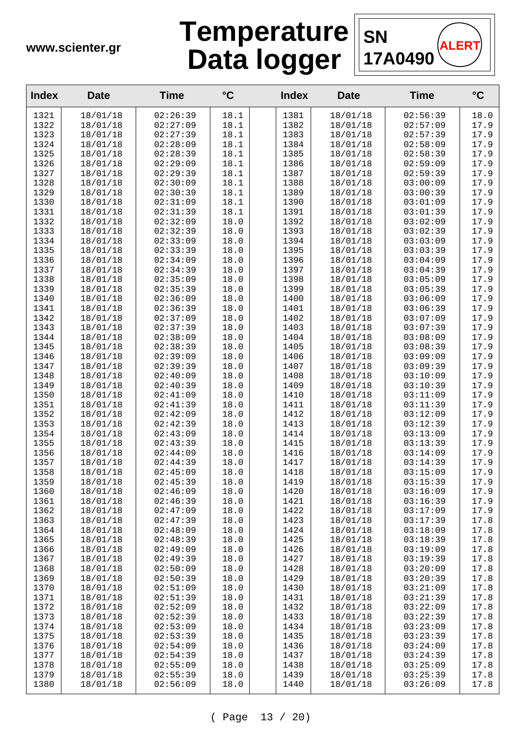www.scienter.gr

# Temperature Data logger

SN 17A0490 ALERT

| Index | Date | Time | °C | Index | Date | Time | °C |
|---|---|---|---|---|---|---|---|
| 1321 | 18/01/18 | 02:26:39 | 18.1 | 1381 | 18/01/18 | 02:56:39 | 18.0 |
| 1322 | 18/01/18 | 02:27:09 | 18.1 | 1382 | 18/01/18 | 02:57:09 | 17.9 |
| 1323 | 18/01/18 | 02:27:39 | 18.1 | 1383 | 18/01/18 | 02:57:39 | 17.9 |
| 1324 | 18/01/18 | 02:28:09 | 18.1 | 1384 | 18/01/18 | 02:58:09 | 17.9 |
| 1325 | 18/01/18 | 02:28:39 | 18.1 | 1385 | 18/01/18 | 02:58:39 | 17.9 |
| 1326 | 18/01/18 | 02:29:09 | 18.1 | 1386 | 18/01/18 | 02:59:09 | 17.9 |
| 1327 | 18/01/18 | 02:29:39 | 18.1 | 1387 | 18/01/18 | 02:59:39 | 17.9 |
| 1328 | 18/01/18 | 02:30:09 | 18.1 | 1388 | 18/01/18 | 03:00:09 | 17.9 |
| 1329 | 18/01/18 | 02:30:39 | 18.1 | 1389 | 18/01/18 | 03:00:39 | 17.9 |
| 1330 | 18/01/18 | 02:31:09 | 18.1 | 1390 | 18/01/18 | 03:01:09 | 17.9 |
| 1331 | 18/01/18 | 02:31:39 | 18.1 | 1391 | 18/01/18 | 03:01:39 | 17.9 |
| 1332 | 18/01/18 | 02:32:09 | 18.0 | 1392 | 18/01/18 | 03:02:09 | 17.9 |
| 1333 | 18/01/18 | 02:32:39 | 18.0 | 1393 | 18/01/18 | 03:02:39 | 17.9 |
| 1334 | 18/01/18 | 02:33:09 | 18.0 | 1394 | 18/01/18 | 03:03:09 | 17.9 |
| 1335 | 18/01/18 | 02:33:39 | 18.0 | 1395 | 18/01/18 | 03:03:39 | 17.9 |
| 1336 | 18/01/18 | 02:34:09 | 18.0 | 1396 | 18/01/18 | 03:04:09 | 17.9 |
| 1337 | 18/01/18 | 02:34:39 | 18.0 | 1397 | 18/01/18 | 03:04:39 | 17.9 |
| 1338 | 18/01/18 | 02:35:09 | 18.0 | 1398 | 18/01/18 | 03:05:09 | 17.9 |
| 1339 | 18/01/18 | 02:35:39 | 18.0 | 1399 | 18/01/18 | 03:05:39 | 17.9 |
| 1340 | 18/01/18 | 02:36:09 | 18.0 | 1400 | 18/01/18 | 03:06:09 | 17.9 |
| 1341 | 18/01/18 | 02:36:39 | 18.0 | 1401 | 18/01/18 | 03:06:39 | 17.9 |
| 1342 | 18/01/18 | 02:37:09 | 18.0 | 1402 | 18/01/18 | 03:07:09 | 17.9 |
| 1343 | 18/01/18 | 02:37:39 | 18.0 | 1403 | 18/01/18 | 03:07:39 | 17.9 |
| 1344 | 18/01/18 | 02:38:09 | 18.0 | 1404 | 18/01/18 | 03:08:09 | 17.9 |
| 1345 | 18/01/18 | 02:38:39 | 18.0 | 1405 | 18/01/18 | 03:08:39 | 17.9 |
| 1346 | 18/01/18 | 02:39:09 | 18.0 | 1406 | 18/01/18 | 03:09:09 | 17.9 |
| 1347 | 18/01/18 | 02:39:39 | 18.0 | 1407 | 18/01/18 | 03:09:39 | 17.9 |
| 1348 | 18/01/18 | 02:40:09 | 18.0 | 1408 | 18/01/18 | 03:10:09 | 17.9 |
| 1349 | 18/01/18 | 02:40:39 | 18.0 | 1409 | 18/01/18 | 03:10:39 | 17.9 |
| 1350 | 18/01/18 | 02:41:09 | 18.0 | 1410 | 18/01/18 | 03:11:09 | 17.9 |
| 1351 | 18/01/18 | 02:41:39 | 18.0 | 1411 | 18/01/18 | 03:11:39 | 17.9 |
| 1352 | 18/01/18 | 02:42:09 | 18.0 | 1412 | 18/01/18 | 03:12:09 | 17.9 |
| 1353 | 18/01/18 | 02:42:39 | 18.0 | 1413 | 18/01/18 | 03:12:39 | 17.9 |
| 1354 | 18/01/18 | 02:43:09 | 18.0 | 1414 | 18/01/18 | 03:13:09 | 17.9 |
| 1355 | 18/01/18 | 02:43:39 | 18.0 | 1415 | 18/01/18 | 03:13:39 | 17.9 |
| 1356 | 18/01/18 | 02:44:09 | 18.0 | 1416 | 18/01/18 | 03:14:09 | 17.9 |
| 1357 | 18/01/18 | 02:44:39 | 18.0 | 1417 | 18/01/18 | 03:14:39 | 17.9 |
| 1358 | 18/01/18 | 02:45:09 | 18.0 | 1418 | 18/01/18 | 03:15:09 | 17.9 |
| 1359 | 18/01/18 | 02:45:39 | 18.0 | 1419 | 18/01/18 | 03:15:39 | 17.9 |
| 1360 | 18/01/18 | 02:46:09 | 18.0 | 1420 | 18/01/18 | 03:16:09 | 17.9 |
| 1361 | 18/01/18 | 02:46:39 | 18.0 | 1421 | 18/01/18 | 03:16:39 | 17.9 |
| 1362 | 18/01/18 | 02:47:09 | 18.0 | 1422 | 18/01/18 | 03:17:09 | 17.9 |
| 1363 | 18/01/18 | 02:47:39 | 18.0 | 1423 | 18/01/18 | 03:17:39 | 17.8 |
| 1364 | 18/01/18 | 02:48:09 | 18.0 | 1424 | 18/01/18 | 03:18:09 | 17.8 |
| 1365 | 18/01/18 | 02:48:39 | 18.0 | 1425 | 18/01/18 | 03:18:39 | 17.8 |
| 1366 | 18/01/18 | 02:49:09 | 18.0 | 1426 | 18/01/18 | 03:19:09 | 17.8 |
| 1367 | 18/01/18 | 02:49:39 | 18.0 | 1427 | 18/01/18 | 03:19:39 | 17.8 |
| 1368 | 18/01/18 | 02:50:09 | 18.0 | 1428 | 18/01/18 | 03:20:09 | 17.8 |
| 1369 | 18/01/18 | 02:50:39 | 18.0 | 1429 | 18/01/18 | 03:20:39 | 17.8 |
| 1370 | 18/01/18 | 02:51:09 | 18.0 | 1430 | 18/01/18 | 03:21:09 | 17.8 |
| 1371 | 18/01/18 | 02:51:39 | 18.0 | 1431 | 18/01/18 | 03:21:39 | 17.8 |
| 1372 | 18/01/18 | 02:52:09 | 18.0 | 1432 | 18/01/18 | 03:22:09 | 17.8 |
| 1373 | 18/01/18 | 02:52:39 | 18.0 | 1433 | 18/01/18 | 03:22:39 | 17.8 |
| 1374 | 18/01/18 | 02:53:09 | 18.0 | 1434 | 18/01/18 | 03:23:09 | 17.8 |
| 1375 | 18/01/18 | 02:53:39 | 18.0 | 1435 | 18/01/18 | 03:23:39 | 17.8 |
| 1376 | 18/01/18 | 02:54:09 | 18.0 | 1436 | 18/01/18 | 03:24:09 | 17.8 |
| 1377 | 18/01/18 | 02:54:39 | 18.0 | 1437 | 18/01/18 | 03:24:39 | 17.8 |
| 1378 | 18/01/18 | 02:55:09 | 18.0 | 1438 | 18/01/18 | 03:25:09 | 17.8 |
| 1379 | 18/01/18 | 02:55:39 | 18.0 | 1439 | 18/01/18 | 03:25:39 | 17.8 |
| 1380 | 18/01/18 | 02:56:09 | 18.0 | 1440 | 18/01/18 | 03:26:09 | 17.8 |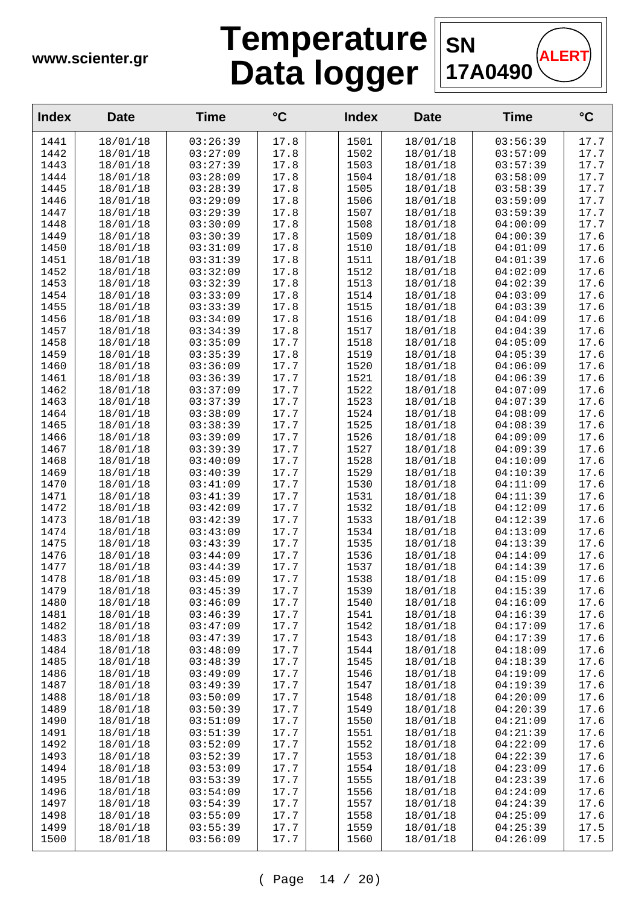www.scienter.gr

# Temperature Data logger

SN 17A0490 ALERT

| Index | Date | Time | °C | Index | Date | Time | °C |
|---|---|---|---|---|---|---|---|
| 1441 | 18/01/18 | 03:26:39 | 17.8 | 1501 | 18/01/18 | 03:56:39 | 17.7 |
| 1442 | 18/01/18 | 03:27:09 | 17.8 | 1502 | 18/01/18 | 03:57:09 | 17.7 |
| 1443 | 18/01/18 | 03:27:39 | 17.8 | 1503 | 18/01/18 | 03:57:39 | 17.7 |
| 1444 | 18/01/18 | 03:28:09 | 17.8 | 1504 | 18/01/18 | 03:58:09 | 17.7 |
| 1445 | 18/01/18 | 03:28:39 | 17.8 | 1505 | 18/01/18 | 03:58:39 | 17.7 |
| 1446 | 18/01/18 | 03:29:09 | 17.8 | 1506 | 18/01/18 | 03:59:09 | 17.7 |
| 1447 | 18/01/18 | 03:29:39 | 17.8 | 1507 | 18/01/18 | 03:59:39 | 17.7 |
| 1448 | 18/01/18 | 03:30:09 | 17.8 | 1508 | 18/01/18 | 04:00:09 | 17.7 |
| 1449 | 18/01/18 | 03:30:39 | 17.8 | 1509 | 18/01/18 | 04:00:39 | 17.6 |
| 1450 | 18/01/18 | 03:31:09 | 17.8 | 1510 | 18/01/18 | 04:01:09 | 17.6 |
| 1451 | 18/01/18 | 03:31:39 | 17.8 | 1511 | 18/01/18 | 04:01:39 | 17.6 |
| 1452 | 18/01/18 | 03:32:09 | 17.8 | 1512 | 18/01/18 | 04:02:09 | 17.6 |
| 1453 | 18/01/18 | 03:32:39 | 17.8 | 1513 | 18/01/18 | 04:02:39 | 17.6 |
| 1454 | 18/01/18 | 03:33:09 | 17.8 | 1514 | 18/01/18 | 04:03:09 | 17.6 |
| 1455 | 18/01/18 | 03:33:39 | 17.8 | 1515 | 18/01/18 | 04:03:39 | 17.6 |
| 1456 | 18/01/18 | 03:34:09 | 17.8 | 1516 | 18/01/18 | 04:04:09 | 17.6 |
| 1457 | 18/01/18 | 03:34:39 | 17.8 | 1517 | 18/01/18 | 04:04:39 | 17.6 |
| 1458 | 18/01/18 | 03:35:09 | 17.7 | 1518 | 18/01/18 | 04:05:09 | 17.6 |
| 1459 | 18/01/18 | 03:35:39 | 17.8 | 1519 | 18/01/18 | 04:05:39 | 17.6 |
| 1460 | 18/01/18 | 03:36:09 | 17.7 | 1520 | 18/01/18 | 04:06:09 | 17.6 |
| 1461 | 18/01/18 | 03:36:39 | 17.7 | 1521 | 18/01/18 | 04:06:39 | 17.6 |
| 1462 | 18/01/18 | 03:37:09 | 17.7 | 1522 | 18/01/18 | 04:07:09 | 17.6 |
| 1463 | 18/01/18 | 03:37:39 | 17.7 | 1523 | 18/01/18 | 04:07:39 | 17.6 |
| 1464 | 18/01/18 | 03:38:09 | 17.7 | 1524 | 18/01/18 | 04:08:09 | 17.6 |
| 1465 | 18/01/18 | 03:38:39 | 17.7 | 1525 | 18/01/18 | 04:08:39 | 17.6 |
| 1466 | 18/01/18 | 03:39:09 | 17.7 | 1526 | 18/01/18 | 04:09:09 | 17.6 |
| 1467 | 18/01/18 | 03:39:39 | 17.7 | 1527 | 18/01/18 | 04:09:39 | 17.6 |
| 1468 | 18/01/18 | 03:40:09 | 17.7 | 1528 | 18/01/18 | 04:10:09 | 17.6 |
| 1469 | 18/01/18 | 03:40:39 | 17.7 | 1529 | 18/01/18 | 04:10:39 | 17.6 |
| 1470 | 18/01/18 | 03:41:09 | 17.7 | 1530 | 18/01/18 | 04:11:09 | 17.6 |
| 1471 | 18/01/18 | 03:41:39 | 17.7 | 1531 | 18/01/18 | 04:11:39 | 17.6 |
| 1472 | 18/01/18 | 03:42:09 | 17.7 | 1532 | 18/01/18 | 04:12:09 | 17.6 |
| 1473 | 18/01/18 | 03:42:39 | 17.7 | 1533 | 18/01/18 | 04:12:39 | 17.6 |
| 1474 | 18/01/18 | 03:43:09 | 17.7 | 1534 | 18/01/18 | 04:13:09 | 17.6 |
| 1475 | 18/01/18 | 03:43:39 | 17.7 | 1535 | 18/01/18 | 04:13:39 | 17.6 |
| 1476 | 18/01/18 | 03:44:09 | 17.7 | 1536 | 18/01/18 | 04:14:09 | 17.6 |
| 1477 | 18/01/18 | 03:44:39 | 17.7 | 1537 | 18/01/18 | 04:14:39 | 17.6 |
| 1478 | 18/01/18 | 03:45:09 | 17.7 | 1538 | 18/01/18 | 04:15:09 | 17.6 |
| 1479 | 18/01/18 | 03:45:39 | 17.7 | 1539 | 18/01/18 | 04:15:39 | 17.6 |
| 1480 | 18/01/18 | 03:46:09 | 17.7 | 1540 | 18/01/18 | 04:16:09 | 17.6 |
| 1481 | 18/01/18 | 03:46:39 | 17.7 | 1541 | 18/01/18 | 04:16:39 | 17.6 |
| 1482 | 18/01/18 | 03:47:09 | 17.7 | 1542 | 18/01/18 | 04:17:09 | 17.6 |
| 1483 | 18/01/18 | 03:47:39 | 17.7 | 1543 | 18/01/18 | 04:17:39 | 17.6 |
| 1484 | 18/01/18 | 03:48:09 | 17.7 | 1544 | 18/01/18 | 04:18:09 | 17.6 |
| 1485 | 18/01/18 | 03:48:39 | 17.7 | 1545 | 18/01/18 | 04:18:39 | 17.6 |
| 1486 | 18/01/18 | 03:49:09 | 17.7 | 1546 | 18/01/18 | 04:19:09 | 17.6 |
| 1487 | 18/01/18 | 03:49:39 | 17.7 | 1547 | 18/01/18 | 04:19:39 | 17.6 |
| 1488 | 18/01/18 | 03:50:09 | 17.7 | 1548 | 18/01/18 | 04:20:09 | 17.6 |
| 1489 | 18/01/18 | 03:50:39 | 17.7 | 1549 | 18/01/18 | 04:20:39 | 17.6 |
| 1490 | 18/01/18 | 03:51:09 | 17.7 | 1550 | 18/01/18 | 04:21:09 | 17.6 |
| 1491 | 18/01/18 | 03:51:39 | 17.7 | 1551 | 18/01/18 | 04:21:39 | 17.6 |
| 1492 | 18/01/18 | 03:52:09 | 17.7 | 1552 | 18/01/18 | 04:22:09 | 17.6 |
| 1493 | 18/01/18 | 03:52:39 | 17.7 | 1553 | 18/01/18 | 04:22:39 | 17.6 |
| 1494 | 18/01/18 | 03:53:09 | 17.7 | 1554 | 18/01/18 | 04:23:09 | 17.6 |
| 1495 | 18/01/18 | 03:53:39 | 17.7 | 1555 | 18/01/18 | 04:23:39 | 17.6 |
| 1496 | 18/01/18 | 03:54:09 | 17.7 | 1556 | 18/01/18 | 04:24:09 | 17.6 |
| 1497 | 18/01/18 | 03:54:39 | 17.7 | 1557 | 18/01/18 | 04:24:39 | 17.6 |
| 1498 | 18/01/18 | 03:55:09 | 17.7 | 1558 | 18/01/18 | 04:25:09 | 17.6 |
| 1499 | 18/01/18 | 03:55:39 | 17.7 | 1559 | 18/01/18 | 04:25:39 | 17.5 |
| 1500 | 18/01/18 | 03:56:09 | 17.7 | 1560 | 18/01/18 | 04:26:09 | 17.5 |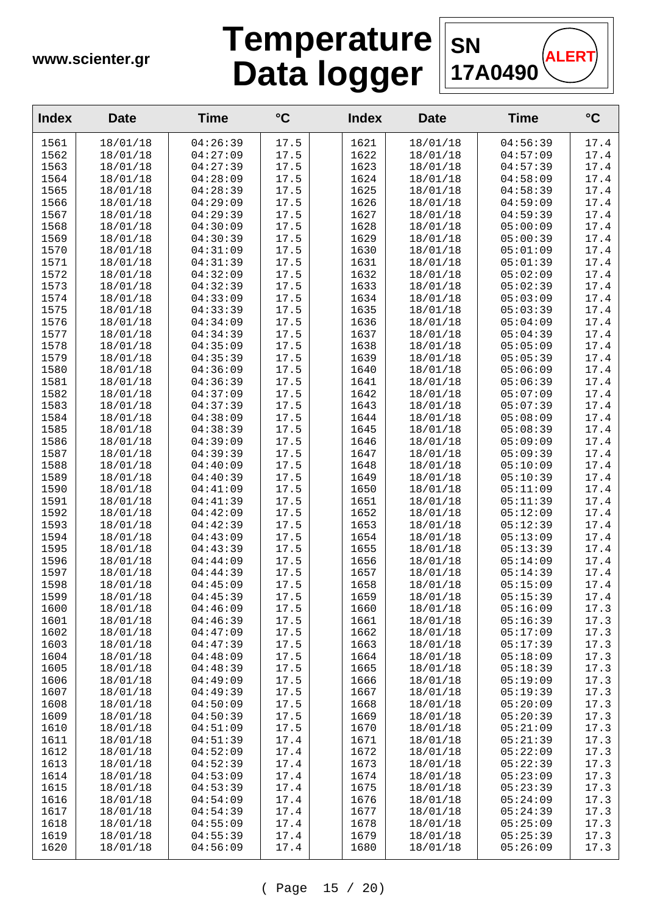www.scienter.gr

# Temperature Data logger

**SN 17A0490** ALERT

| Index | Date | Time | °C | Index | Date | Time | °C |
|---|---|---|---|---|---|---|---|
| 1561 | 18/01/18 | 04:26:39 | 17.5 | 1621 | 18/01/18 | 04:56:39 | 17.4 |
| 1562 | 18/01/18 | 04:27:09 | 17.5 | 1622 | 18/01/18 | 04:57:09 | 17.4 |
| 1563 | 18/01/18 | 04:27:39 | 17.5 | 1623 | 18/01/18 | 04:57:39 | 17.4 |
| 1564 | 18/01/18 | 04:28:09 | 17.5 | 1624 | 18/01/18 | 04:58:09 | 17.4 |
| 1565 | 18/01/18 | 04:28:39 | 17.5 | 1625 | 18/01/18 | 04:58:39 | 17.4 |
| 1566 | 18/01/18 | 04:29:09 | 17.5 | 1626 | 18/01/18 | 04:59:09 | 17.4 |
| 1567 | 18/01/18 | 04:29:39 | 17.5 | 1627 | 18/01/18 | 04:59:39 | 17.4 |
| 1568 | 18/01/18 | 04:30:09 | 17.5 | 1628 | 18/01/18 | 05:00:09 | 17.4 |
| 1569 | 18/01/18 | 04:30:39 | 17.5 | 1629 | 18/01/18 | 05:00:39 | 17.4 |
| 1570 | 18/01/18 | 04:31:09 | 17.5 | 1630 | 18/01/18 | 05:01:09 | 17.4 |
| 1571 | 18/01/18 | 04:31:39 | 17.5 | 1631 | 18/01/18 | 05:01:39 | 17.4 |
| 1572 | 18/01/18 | 04:32:09 | 17.5 | 1632 | 18/01/18 | 05:02:09 | 17.4 |
| 1573 | 18/01/18 | 04:32:39 | 17.5 | 1633 | 18/01/18 | 05:02:39 | 17.4 |
| 1574 | 18/01/18 | 04:33:09 | 17.5 | 1634 | 18/01/18 | 05:03:09 | 17.4 |
| 1575 | 18/01/18 | 04:33:39 | 17.5 | 1635 | 18/01/18 | 05:03:39 | 17.4 |
| 1576 | 18/01/18 | 04:34:09 | 17.5 | 1636 | 18/01/18 | 05:04:09 | 17.4 |
| 1577 | 18/01/18 | 04:34:39 | 17.5 | 1637 | 18/01/18 | 05:04:39 | 17.4 |
| 1578 | 18/01/18 | 04:35:09 | 17.5 | 1638 | 18/01/18 | 05:05:09 | 17.4 |
| 1579 | 18/01/18 | 04:35:39 | 17.5 | 1639 | 18/01/18 | 05:05:39 | 17.4 |
| 1580 | 18/01/18 | 04:36:09 | 17.5 | 1640 | 18/01/18 | 05:06:09 | 17.4 |
| 1581 | 18/01/18 | 04:36:39 | 17.5 | 1641 | 18/01/18 | 05:06:39 | 17.4 |
| 1582 | 18/01/18 | 04:37:09 | 17.5 | 1642 | 18/01/18 | 05:07:09 | 17.4 |
| 1583 | 18/01/18 | 04:37:39 | 17.5 | 1643 | 18/01/18 | 05:07:39 | 17.4 |
| 1584 | 18/01/18 | 04:38:09 | 17.5 | 1644 | 18/01/18 | 05:08:09 | 17.4 |
| 1585 | 18/01/18 | 04:38:39 | 17.5 | 1645 | 18/01/18 | 05:08:39 | 17.4 |
| 1586 | 18/01/18 | 04:39:09 | 17.5 | 1646 | 18/01/18 | 05:09:09 | 17.4 |
| 1587 | 18/01/18 | 04:39:39 | 17.5 | 1647 | 18/01/18 | 05:09:39 | 17.4 |
| 1588 | 18/01/18 | 04:40:09 | 17.5 | 1648 | 18/01/18 | 05:10:09 | 17.4 |
| 1589 | 18/01/18 | 04:40:39 | 17.5 | 1649 | 18/01/18 | 05:10:39 | 17.4 |
| 1590 | 18/01/18 | 04:41:09 | 17.5 | 1650 | 18/01/18 | 05:11:09 | 17.4 |
| 1591 | 18/01/18 | 04:41:39 | 17.5 | 1651 | 18/01/18 | 05:11:39 | 17.4 |
| 1592 | 18/01/18 | 04:42:09 | 17.5 | 1652 | 18/01/18 | 05:12:09 | 17.4 |
| 1593 | 18/01/18 | 04:42:39 | 17.5 | 1653 | 18/01/18 | 05:12:39 | 17.4 |
| 1594 | 18/01/18 | 04:43:09 | 17.5 | 1654 | 18/01/18 | 05:13:09 | 17.4 |
| 1595 | 18/01/18 | 04:43:39 | 17.5 | 1655 | 18/01/18 | 05:13:39 | 17.4 |
| 1596 | 18/01/18 | 04:44:09 | 17.5 | 1656 | 18/01/18 | 05:14:09 | 17.4 |
| 1597 | 18/01/18 | 04:44:39 | 17.5 | 1657 | 18/01/18 | 05:14:39 | 17.4 |
| 1598 | 18/01/18 | 04:45:09 | 17.5 | 1658 | 18/01/18 | 05:15:09 | 17.4 |
| 1599 | 18/01/18 | 04:45:39 | 17.5 | 1659 | 18/01/18 | 05:15:39 | 17.4 |
| 1600 | 18/01/18 | 04:46:09 | 17.5 | 1660 | 18/01/18 | 05:16:09 | 17.3 |
| 1601 | 18/01/18 | 04:46:39 | 17.5 | 1661 | 18/01/18 | 05:16:39 | 17.3 |
| 1602 | 18/01/18 | 04:47:09 | 17.5 | 1662 | 18/01/18 | 05:17:09 | 17.3 |
| 1603 | 18/01/18 | 04:47:39 | 17.5 | 1663 | 18/01/18 | 05:17:39 | 17.3 |
| 1604 | 18/01/18 | 04:48:09 | 17.5 | 1664 | 18/01/18 | 05:18:09 | 17.3 |
| 1605 | 18/01/18 | 04:48:39 | 17.5 | 1665 | 18/01/18 | 05:18:39 | 17.3 |
| 1606 | 18/01/18 | 04:49:09 | 17.5 | 1666 | 18/01/18 | 05:19:09 | 17.3 |
| 1607 | 18/01/18 | 04:49:39 | 17.5 | 1667 | 18/01/18 | 05:19:39 | 17.3 |
| 1608 | 18/01/18 | 04:50:09 | 17.5 | 1668 | 18/01/18 | 05:20:09 | 17.3 |
| 1609 | 18/01/18 | 04:50:39 | 17.5 | 1669 | 18/01/18 | 05:20:39 | 17.3 |
| 1610 | 18/01/18 | 04:51:09 | 17.5 | 1670 | 18/01/18 | 05:21:09 | 17.3 |
| 1611 | 18/01/18 | 04:51:39 | 17.4 | 1671 | 18/01/18 | 05:21:39 | 17.3 |
| 1612 | 18/01/18 | 04:52:09 | 17.4 | 1672 | 18/01/18 | 05:22:09 | 17.3 |
| 1613 | 18/01/18 | 04:52:39 | 17.4 | 1673 | 18/01/18 | 05:22:39 | 17.3 |
| 1614 | 18/01/18 | 04:53:09 | 17.4 | 1674 | 18/01/18 | 05:23:09 | 17.3 |
| 1615 | 18/01/18 | 04:53:39 | 17.4 | 1675 | 18/01/18 | 05:23:39 | 17.3 |
| 1616 | 18/01/18 | 04:54:09 | 17.4 | 1676 | 18/01/18 | 05:24:09 | 17.3 |
| 1617 | 18/01/18 | 04:54:39 | 17.4 | 1677 | 18/01/18 | 05:24:39 | 17.3 |
| 1618 | 18/01/18 | 04:55:09 | 17.4 | 1678 | 18/01/18 | 05:25:09 | 17.3 |
| 1619 | 18/01/18 | 04:55:39 | 17.4 | 1679 | 18/01/18 | 05:25:39 | 17.3 |
| 1620 | 18/01/18 | 04:56:09 | 17.4 | 1680 | 18/01/18 | 05:26:09 | 17.3 |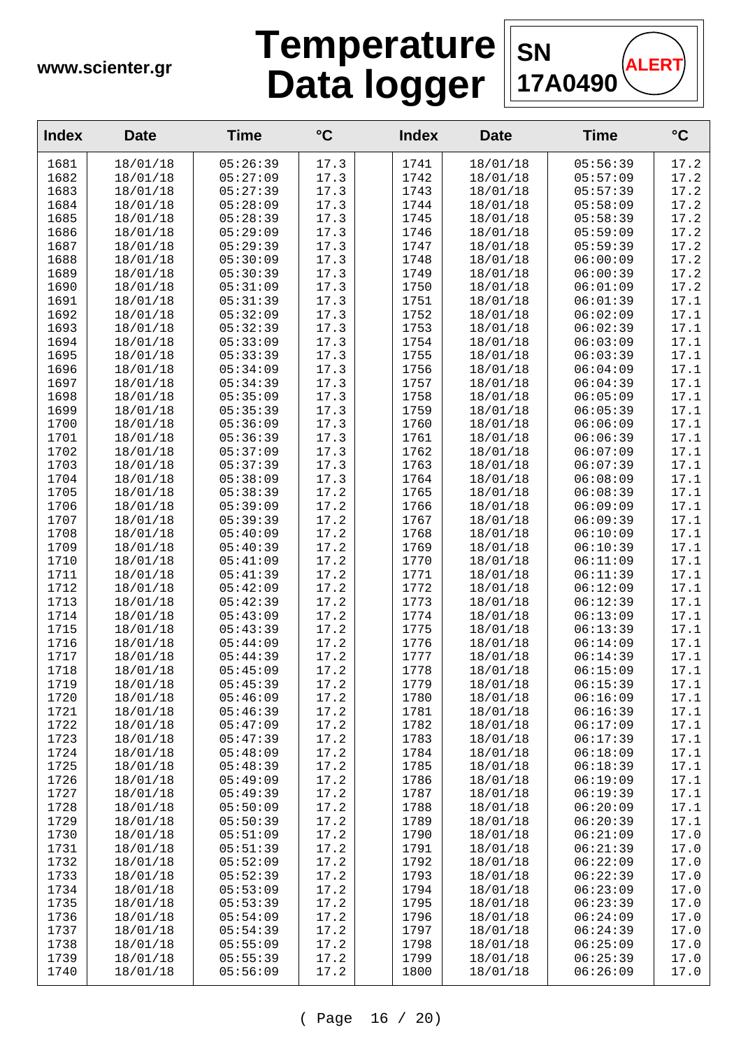www.scienter.gr

# Temperature Data logger

SN 17A0490 ALERT

| Index | Date | Time | °C | Index | Date | Time | °C |
|---|---|---|---|---|---|---|---|
| 1681 | 18/01/18 | 05:26:39 | 17.3 | 1741 | 18/01/18 | 05:56:39 | 17.2 |
| 1682 | 18/01/18 | 05:27:09 | 17.3 | 1742 | 18/01/18 | 05:57:09 | 17.2 |
| 1683 | 18/01/18 | 05:27:39 | 17.3 | 1743 | 18/01/18 | 05:57:39 | 17.2 |
| 1684 | 18/01/18 | 05:28:09 | 17.3 | 1744 | 18/01/18 | 05:58:09 | 17.2 |
| 1685 | 18/01/18 | 05:28:39 | 17.3 | 1745 | 18/01/18 | 05:58:39 | 17.2 |
| 1686 | 18/01/18 | 05:29:09 | 17.3 | 1746 | 18/01/18 | 05:59:09 | 17.2 |
| 1687 | 18/01/18 | 05:29:39 | 17.3 | 1747 | 18/01/18 | 05:59:39 | 17.2 |
| 1688 | 18/01/18 | 05:30:09 | 17.3 | 1748 | 18/01/18 | 06:00:09 | 17.2 |
| 1689 | 18/01/18 | 05:30:39 | 17.3 | 1749 | 18/01/18 | 06:00:39 | 17.2 |
| 1690 | 18/01/18 | 05:31:09 | 17.3 | 1750 | 18/01/18 | 06:01:09 | 17.2 |
| 1691 | 18/01/18 | 05:31:39 | 17.3 | 1751 | 18/01/18 | 06:01:39 | 17.1 |
| 1692 | 18/01/18 | 05:32:09 | 17.3 | 1752 | 18/01/18 | 06:02:09 | 17.1 |
| 1693 | 18/01/18 | 05:32:39 | 17.3 | 1753 | 18/01/18 | 06:02:39 | 17.1 |
| 1694 | 18/01/18 | 05:33:09 | 17.3 | 1754 | 18/01/18 | 06:03:09 | 17.1 |
| 1695 | 18/01/18 | 05:33:39 | 17.3 | 1755 | 18/01/18 | 06:03:39 | 17.1 |
| 1696 | 18/01/18 | 05:34:09 | 17.3 | 1756 | 18/01/18 | 06:04:09 | 17.1 |
| 1697 | 18/01/18 | 05:34:39 | 17.3 | 1757 | 18/01/18 | 06:04:39 | 17.1 |
| 1698 | 18/01/18 | 05:35:09 | 17.3 | 1758 | 18/01/18 | 06:05:09 | 17.1 |
| 1699 | 18/01/18 | 05:35:39 | 17.3 | 1759 | 18/01/18 | 06:05:39 | 17.1 |
| 1700 | 18/01/18 | 05:36:09 | 17.3 | 1760 | 18/01/18 | 06:06:09 | 17.1 |
| 1701 | 18/01/18 | 05:36:39 | 17.3 | 1761 | 18/01/18 | 06:06:39 | 17.1 |
| 1702 | 18/01/18 | 05:37:09 | 17.3 | 1762 | 18/01/18 | 06:07:09 | 17.1 |
| 1703 | 18/01/18 | 05:37:39 | 17.3 | 1763 | 18/01/18 | 06:07:39 | 17.1 |
| 1704 | 18/01/18 | 05:38:09 | 17.3 | 1764 | 18/01/18 | 06:08:09 | 17.1 |
| 1705 | 18/01/18 | 05:38:39 | 17.2 | 1765 | 18/01/18 | 06:08:39 | 17.1 |
| 1706 | 18/01/18 | 05:39:09 | 17.2 | 1766 | 18/01/18 | 06:09:09 | 17.1 |
| 1707 | 18/01/18 | 05:39:39 | 17.2 | 1767 | 18/01/18 | 06:09:39 | 17.1 |
| 1708 | 18/01/18 | 05:40:09 | 17.2 | 1768 | 18/01/18 | 06:10:09 | 17.1 |
| 1709 | 18/01/18 | 05:40:39 | 17.2 | 1769 | 18/01/18 | 06:10:39 | 17.1 |
| 1710 | 18/01/18 | 05:41:09 | 17.2 | 1770 | 18/01/18 | 06:11:09 | 17.1 |
| 1711 | 18/01/18 | 05:41:39 | 17.2 | 1771 | 18/01/18 | 06:11:39 | 17.1 |
| 1712 | 18/01/18 | 05:42:09 | 17.2 | 1772 | 18/01/18 | 06:12:09 | 17.1 |
| 1713 | 18/01/18 | 05:42:39 | 17.2 | 1773 | 18/01/18 | 06:12:39 | 17.1 |
| 1714 | 18/01/18 | 05:43:09 | 17.2 | 1774 | 18/01/18 | 06:13:09 | 17.1 |
| 1715 | 18/01/18 | 05:43:39 | 17.2 | 1775 | 18/01/18 | 06:13:39 | 17.1 |
| 1716 | 18/01/18 | 05:44:09 | 17.2 | 1776 | 18/01/18 | 06:14:09 | 17.1 |
| 1717 | 18/01/18 | 05:44:39 | 17.2 | 1777 | 18/01/18 | 06:14:39 | 17.1 |
| 1718 | 18/01/18 | 05:45:09 | 17.2 | 1778 | 18/01/18 | 06:15:09 | 17.1 |
| 1719 | 18/01/18 | 05:45:39 | 17.2 | 1779 | 18/01/18 | 06:15:39 | 17.1 |
| 1720 | 18/01/18 | 05:46:09 | 17.2 | 1780 | 18/01/18 | 06:16:09 | 17.1 |
| 1721 | 18/01/18 | 05:46:39 | 17.2 | 1781 | 18/01/18 | 06:16:39 | 17.1 |
| 1722 | 18/01/18 | 05:47:09 | 17.2 | 1782 | 18/01/18 | 06:17:09 | 17.1 |
| 1723 | 18/01/18 | 05:47:39 | 17.2 | 1783 | 18/01/18 | 06:17:39 | 17.1 |
| 1724 | 18/01/18 | 05:48:09 | 17.2 | 1784 | 18/01/18 | 06:18:09 | 17.1 |
| 1725 | 18/01/18 | 05:48:39 | 17.2 | 1785 | 18/01/18 | 06:18:39 | 17.1 |
| 1726 | 18/01/18 | 05:49:09 | 17.2 | 1786 | 18/01/18 | 06:19:09 | 17.1 |
| 1727 | 18/01/18 | 05:49:39 | 17.2 | 1787 | 18/01/18 | 06:19:39 | 17.1 |
| 1728 | 18/01/18 | 05:50:09 | 17.2 | 1788 | 18/01/18 | 06:20:09 | 17.1 |
| 1729 | 18/01/18 | 05:50:39 | 17.2 | 1789 | 18/01/18 | 06:20:39 | 17.1 |
| 1730 | 18/01/18 | 05:51:09 | 17.2 | 1790 | 18/01/18 | 06:21:09 | 17.0 |
| 1731 | 18/01/18 | 05:51:39 | 17.2 | 1791 | 18/01/18 | 06:21:39 | 17.0 |
| 1732 | 18/01/18 | 05:52:09 | 17.2 | 1792 | 18/01/18 | 06:22:09 | 17.0 |
| 1733 | 18/01/18 | 05:52:39 | 17.2 | 1793 | 18/01/18 | 06:22:39 | 17.0 |
| 1734 | 18/01/18 | 05:53:09 | 17.2 | 1794 | 18/01/18 | 06:23:09 | 17.0 |
| 1735 | 18/01/18 | 05:53:39 | 17.2 | 1795 | 18/01/18 | 06:23:39 | 17.0 |
| 1736 | 18/01/18 | 05:54:09 | 17.2 | 1796 | 18/01/18 | 06:24:09 | 17.0 |
| 1737 | 18/01/18 | 05:54:39 | 17.2 | 1797 | 18/01/18 | 06:24:39 | 17.0 |
| 1738 | 18/01/18 | 05:55:09 | 17.2 | 1798 | 18/01/18 | 06:25:09 | 17.0 |
| 1739 | 18/01/18 | 05:55:39 | 17.2 | 1799 | 18/01/18 | 06:25:39 | 17.0 |
| 1740 | 18/01/18 | 05:56:09 | 17.2 | 1800 | 18/01/18 | 06:26:09 | 17.0 |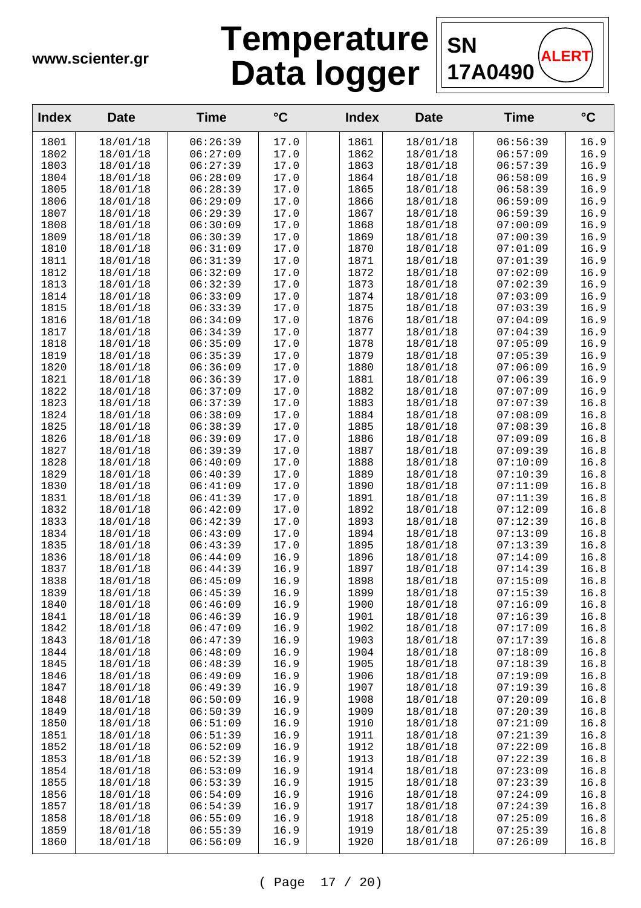www.scienter.gr

# Temperature Data logger

SN 17A0490 ALERT

| Index | Date | Time | °C | Index | Date | Time | °C |
|---|---|---|---|---|---|---|---|
| 1801 | 18/01/18 | 06:26:39 | 17.0 | 1861 | 18/01/18 | 06:56:39 | 16.9 |
| 1802 | 18/01/18 | 06:27:09 | 17.0 | 1862 | 18/01/18 | 06:57:09 | 16.9 |
| 1803 | 18/01/18 | 06:27:39 | 17.0 | 1863 | 18/01/18 | 06:57:39 | 16.9 |
| 1804 | 18/01/18 | 06:28:09 | 17.0 | 1864 | 18/01/18 | 06:58:09 | 16.9 |
| 1805 | 18/01/18 | 06:28:39 | 17.0 | 1865 | 18/01/18 | 06:58:39 | 16.9 |
| 1806 | 18/01/18 | 06:29:09 | 17.0 | 1866 | 18/01/18 | 06:59:09 | 16.9 |
| 1807 | 18/01/18 | 06:29:39 | 17.0 | 1867 | 18/01/18 | 06:59:39 | 16.9 |
| 1808 | 18/01/18 | 06:30:09 | 17.0 | 1868 | 18/01/18 | 07:00:09 | 16.9 |
| 1809 | 18/01/18 | 06:30:39 | 17.0 | 1869 | 18/01/18 | 07:00:39 | 16.9 |
| 1810 | 18/01/18 | 06:31:09 | 17.0 | 1870 | 18/01/18 | 07:01:09 | 16.9 |
| 1811 | 18/01/18 | 06:31:39 | 17.0 | 1871 | 18/01/18 | 07:01:39 | 16.9 |
| 1812 | 18/01/18 | 06:32:09 | 17.0 | 1872 | 18/01/18 | 07:02:09 | 16.9 |
| 1813 | 18/01/18 | 06:32:39 | 17.0 | 1873 | 18/01/18 | 07:02:39 | 16.9 |
| 1814 | 18/01/18 | 06:33:09 | 17.0 | 1874 | 18/01/18 | 07:03:09 | 16.9 |
| 1815 | 18/01/18 | 06:33:39 | 17.0 | 1875 | 18/01/18 | 07:03:39 | 16.9 |
| 1816 | 18/01/18 | 06:34:09 | 17.0 | 1876 | 18/01/18 | 07:04:09 | 16.9 |
| 1817 | 18/01/18 | 06:34:39 | 17.0 | 1877 | 18/01/18 | 07:04:39 | 16.9 |
| 1818 | 18/01/18 | 06:35:09 | 17.0 | 1878 | 18/01/18 | 07:05:09 | 16.9 |
| 1819 | 18/01/18 | 06:35:39 | 17.0 | 1879 | 18/01/18 | 07:05:39 | 16.9 |
| 1820 | 18/01/18 | 06:36:09 | 17.0 | 1880 | 18/01/18 | 07:06:09 | 16.9 |
| 1821 | 18/01/18 | 06:36:39 | 17.0 | 1881 | 18/01/18 | 07:06:39 | 16.9 |
| 1822 | 18/01/18 | 06:37:09 | 17.0 | 1882 | 18/01/18 | 07:07:09 | 16.9 |
| 1823 | 18/01/18 | 06:37:39 | 17.0 | 1883 | 18/01/18 | 07:07:39 | 16.8 |
| 1824 | 18/01/18 | 06:38:09 | 17.0 | 1884 | 18/01/18 | 07:08:09 | 16.8 |
| 1825 | 18/01/18 | 06:38:39 | 17.0 | 1885 | 18/01/18 | 07:08:39 | 16.8 |
| 1826 | 18/01/18 | 06:39:09 | 17.0 | 1886 | 18/01/18 | 07:09:09 | 16.8 |
| 1827 | 18/01/18 | 06:39:39 | 17.0 | 1887 | 18/01/18 | 07:09:39 | 16.8 |
| 1828 | 18/01/18 | 06:40:09 | 17.0 | 1888 | 18/01/18 | 07:10:09 | 16.8 |
| 1829 | 18/01/18 | 06:40:39 | 17.0 | 1889 | 18/01/18 | 07:10:39 | 16.8 |
| 1830 | 18/01/18 | 06:41:09 | 17.0 | 1890 | 18/01/18 | 07:11:09 | 16.8 |
| 1831 | 18/01/18 | 06:41:39 | 17.0 | 1891 | 18/01/18 | 07:11:39 | 16.8 |
| 1832 | 18/01/18 | 06:42:09 | 17.0 | 1892 | 18/01/18 | 07:12:09 | 16.8 |
| 1833 | 18/01/18 | 06:42:39 | 17.0 | 1893 | 18/01/18 | 07:12:39 | 16.8 |
| 1834 | 18/01/18 | 06:43:09 | 17.0 | 1894 | 18/01/18 | 07:13:09 | 16.8 |
| 1835 | 18/01/18 | 06:43:39 | 17.0 | 1895 | 18/01/18 | 07:13:39 | 16.8 |
| 1836 | 18/01/18 | 06:44:09 | 16.9 | 1896 | 18/01/18 | 07:14:09 | 16.8 |
| 1837 | 18/01/18 | 06:44:39 | 16.9 | 1897 | 18/01/18 | 07:14:39 | 16.8 |
| 1838 | 18/01/18 | 06:45:09 | 16.9 | 1898 | 18/01/18 | 07:15:09 | 16.8 |
| 1839 | 18/01/18 | 06:45:39 | 16.9 | 1899 | 18/01/18 | 07:15:39 | 16.8 |
| 1840 | 18/01/18 | 06:46:09 | 16.9 | 1900 | 18/01/18 | 07:16:09 | 16.8 |
| 1841 | 18/01/18 | 06:46:39 | 16.9 | 1901 | 18/01/18 | 07:16:39 | 16.8 |
| 1842 | 18/01/18 | 06:47:09 | 16.9 | 1902 | 18/01/18 | 07:17:09 | 16.8 |
| 1843 | 18/01/18 | 06:47:39 | 16.9 | 1903 | 18/01/18 | 07:17:39 | 16.8 |
| 1844 | 18/01/18 | 06:48:09 | 16.9 | 1904 | 18/01/18 | 07:18:09 | 16.8 |
| 1845 | 18/01/18 | 06:48:39 | 16.9 | 1905 | 18/01/18 | 07:18:39 | 16.8 |
| 1846 | 18/01/18 | 06:49:09 | 16.9 | 1906 | 18/01/18 | 07:19:09 | 16.8 |
| 1847 | 18/01/18 | 06:49:39 | 16.9 | 1907 | 18/01/18 | 07:19:39 | 16.8 |
| 1848 | 18/01/18 | 06:50:09 | 16.9 | 1908 | 18/01/18 | 07:20:09 | 16.8 |
| 1849 | 18/01/18 | 06:50:39 | 16.9 | 1909 | 18/01/18 | 07:20:39 | 16.8 |
| 1850 | 18/01/18 | 06:51:09 | 16.9 | 1910 | 18/01/18 | 07:21:09 | 16.8 |
| 1851 | 18/01/18 | 06:51:39 | 16.9 | 1911 | 18/01/18 | 07:21:39 | 16.8 |
| 1852 | 18/01/18 | 06:52:09 | 16.9 | 1912 | 18/01/18 | 07:22:09 | 16.8 |
| 1853 | 18/01/18 | 06:52:39 | 16.9 | 1913 | 18/01/18 | 07:22:39 | 16.8 |
| 1854 | 18/01/18 | 06:53:09 | 16.9 | 1914 | 18/01/18 | 07:23:09 | 16.8 |
| 1855 | 18/01/18 | 06:53:39 | 16.9 | 1915 | 18/01/18 | 07:23:39 | 16.8 |
| 1856 | 18/01/18 | 06:54:09 | 16.9 | 1916 | 18/01/18 | 07:24:09 | 16.8 |
| 1857 | 18/01/18 | 06:54:39 | 16.9 | 1917 | 18/01/18 | 07:24:39 | 16.8 |
| 1858 | 18/01/18 | 06:55:09 | 16.9 | 1918 | 18/01/18 | 07:25:09 | 16.8 |
| 1859 | 18/01/18 | 06:55:39 | 16.9 | 1919 | 18/01/18 | 07:25:39 | 16.8 |
| 1860 | 18/01/18 | 06:56:09 | 16.9 | 1920 | 18/01/18 | 07:26:09 | 16.8 |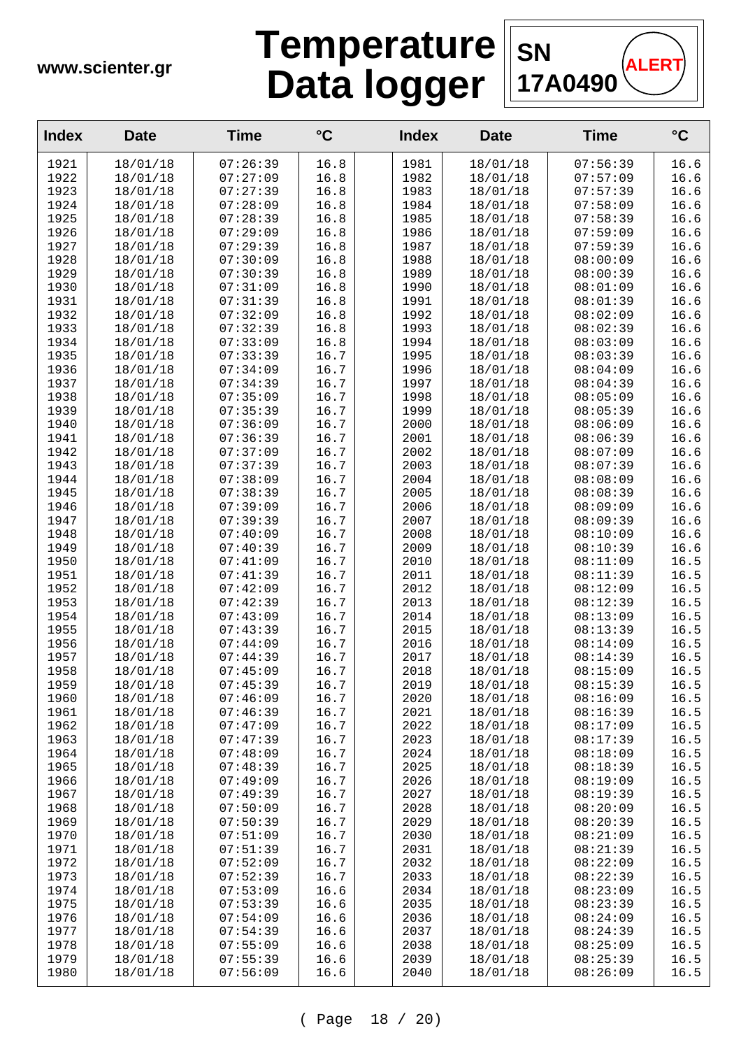www.scienter.gr

# Temperature Data logger

**SN 17A0490** ALERT

| Index | Date | Time | °C | Index | Date | Time | °C |
|---|---|---|---|---|---|---|---|
| 1921 | 18/01/18 | 07:26:39 | 16.8 | 1981 | 18/01/18 | 07:56:39 | 16.6 |
| 1922 | 18/01/18 | 07:27:09 | 16.8 | 1982 | 18/01/18 | 07:57:09 | 16.6 |
| 1923 | 18/01/18 | 07:27:39 | 16.8 | 1983 | 18/01/18 | 07:57:39 | 16.6 |
| 1924 | 18/01/18 | 07:28:09 | 16.8 | 1984 | 18/01/18 | 07:58:09 | 16.6 |
| 1925 | 18/01/18 | 07:28:39 | 16.8 | 1985 | 18/01/18 | 07:58:39 | 16.6 |
| 1926 | 18/01/18 | 07:29:09 | 16.8 | 1986 | 18/01/18 | 07:59:09 | 16.6 |
| 1927 | 18/01/18 | 07:29:39 | 16.8 | 1987 | 18/01/18 | 07:59:39 | 16.6 |
| 1928 | 18/01/18 | 07:30:09 | 16.8 | 1988 | 18/01/18 | 08:00:09 | 16.6 |
| 1929 | 18/01/18 | 07:30:39 | 16.8 | 1989 | 18/01/18 | 08:00:39 | 16.6 |
| 1930 | 18/01/18 | 07:31:09 | 16.8 | 1990 | 18/01/18 | 08:01:09 | 16.6 |
| 1931 | 18/01/18 | 07:31:39 | 16.8 | 1991 | 18/01/18 | 08:01:39 | 16.6 |
| 1932 | 18/01/18 | 07:32:09 | 16.8 | 1992 | 18/01/18 | 08:02:09 | 16.6 |
| 1933 | 18/01/18 | 07:32:39 | 16.8 | 1993 | 18/01/18 | 08:02:39 | 16.6 |
| 1934 | 18/01/18 | 07:33:09 | 16.8 | 1994 | 18/01/18 | 08:03:09 | 16.6 |
| 1935 | 18/01/18 | 07:33:39 | 16.7 | 1995 | 18/01/18 | 08:03:39 | 16.6 |
| 1936 | 18/01/18 | 07:34:09 | 16.7 | 1996 | 18/01/18 | 08:04:09 | 16.6 |
| 1937 | 18/01/18 | 07:34:39 | 16.7 | 1997 | 18/01/18 | 08:04:39 | 16.6 |
| 1938 | 18/01/18 | 07:35:09 | 16.7 | 1998 | 18/01/18 | 08:05:09 | 16.6 |
| 1939 | 18/01/18 | 07:35:39 | 16.7 | 1999 | 18/01/18 | 08:05:39 | 16.6 |
| 1940 | 18/01/18 | 07:36:09 | 16.7 | 2000 | 18/01/18 | 08:06:09 | 16.6 |
| 1941 | 18/01/18 | 07:36:39 | 16.7 | 2001 | 18/01/18 | 08:06:39 | 16.6 |
| 1942 | 18/01/18 | 07:37:09 | 16.7 | 2002 | 18/01/18 | 08:07:09 | 16.6 |
| 1943 | 18/01/18 | 07:37:39 | 16.7 | 2003 | 18/01/18 | 08:07:39 | 16.6 |
| 1944 | 18/01/18 | 07:38:09 | 16.7 | 2004 | 18/01/18 | 08:08:09 | 16.6 |
| 1945 | 18/01/18 | 07:38:39 | 16.7 | 2005 | 18/01/18 | 08:08:39 | 16.6 |
| 1946 | 18/01/18 | 07:39:09 | 16.7 | 2006 | 18/01/18 | 08:09:09 | 16.6 |
| 1947 | 18/01/18 | 07:39:39 | 16.7 | 2007 | 18/01/18 | 08:09:39 | 16.6 |
| 1948 | 18/01/18 | 07:40:09 | 16.7 | 2008 | 18/01/18 | 08:10:09 | 16.6 |
| 1949 | 18/01/18 | 07:40:39 | 16.7 | 2009 | 18/01/18 | 08:10:39 | 16.6 |
| 1950 | 18/01/18 | 07:41:09 | 16.7 | 2010 | 18/01/18 | 08:11:09 | 16.5 |
| 1951 | 18/01/18 | 07:41:39 | 16.7 | 2011 | 18/01/18 | 08:11:39 | 16.5 |
| 1952 | 18/01/18 | 07:42:09 | 16.7 | 2012 | 18/01/18 | 08:12:09 | 16.5 |
| 1953 | 18/01/18 | 07:42:39 | 16.7 | 2013 | 18/01/18 | 08:12:39 | 16.5 |
| 1954 | 18/01/18 | 07:43:09 | 16.7 | 2014 | 18/01/18 | 08:13:09 | 16.5 |
| 1955 | 18/01/18 | 07:43:39 | 16.7 | 2015 | 18/01/18 | 08:13:39 | 16.5 |
| 1956 | 18/01/18 | 07:44:09 | 16.7 | 2016 | 18/01/18 | 08:14:09 | 16.5 |
| 1957 | 18/01/18 | 07:44:39 | 16.7 | 2017 | 18/01/18 | 08:14:39 | 16.5 |
| 1958 | 18/01/18 | 07:45:09 | 16.7 | 2018 | 18/01/18 | 08:15:09 | 16.5 |
| 1959 | 18/01/18 | 07:45:39 | 16.7 | 2019 | 18/01/18 | 08:15:39 | 16.5 |
| 1960 | 18/01/18 | 07:46:09 | 16.7 | 2020 | 18/01/18 | 08:16:09 | 16.5 |
| 1961 | 18/01/18 | 07:46:39 | 16.7 | 2021 | 18/01/18 | 08:16:39 | 16.5 |
| 1962 | 18/01/18 | 07:47:09 | 16.7 | 2022 | 18/01/18 | 08:17:09 | 16.5 |
| 1963 | 18/01/18 | 07:47:39 | 16.7 | 2023 | 18/01/18 | 08:17:39 | 16.5 |
| 1964 | 18/01/18 | 07:48:09 | 16.7 | 2024 | 18/01/18 | 08:18:09 | 16.5 |
| 1965 | 18/01/18 | 07:48:39 | 16.7 | 2025 | 18/01/18 | 08:18:39 | 16.5 |
| 1966 | 18/01/18 | 07:49:09 | 16.7 | 2026 | 18/01/18 | 08:19:09 | 16.5 |
| 1967 | 18/01/18 | 07:49:39 | 16.7 | 2027 | 18/01/18 | 08:19:39 | 16.5 |
| 1968 | 18/01/18 | 07:50:09 | 16.7 | 2028 | 18/01/18 | 08:20:09 | 16.5 |
| 1969 | 18/01/18 | 07:50:39 | 16.7 | 2029 | 18/01/18 | 08:20:39 | 16.5 |
| 1970 | 18/01/18 | 07:51:09 | 16.7 | 2030 | 18/01/18 | 08:21:09 | 16.5 |
| 1971 | 18/01/18 | 07:51:39 | 16.7 | 2031 | 18/01/18 | 08:21:39 | 16.5 |
| 1972 | 18/01/18 | 07:52:09 | 16.7 | 2032 | 18/01/18 | 08:22:09 | 16.5 |
| 1973 | 18/01/18 | 07:52:39 | 16.7 | 2033 | 18/01/18 | 08:22:39 | 16.5 |
| 1974 | 18/01/18 | 07:53:09 | 16.6 | 2034 | 18/01/18 | 08:23:09 | 16.5 |
| 1975 | 18/01/18 | 07:53:39 | 16.6 | 2035 | 18/01/18 | 08:23:39 | 16.5 |
| 1976 | 18/01/18 | 07:54:09 | 16.6 | 2036 | 18/01/18 | 08:24:09 | 16.5 |
| 1977 | 18/01/18 | 07:54:39 | 16.6 | 2037 | 18/01/18 | 08:24:39 | 16.5 |
| 1978 | 18/01/18 | 07:55:09 | 16.6 | 2038 | 18/01/18 | 08:25:09 | 16.5 |
| 1979 | 18/01/18 | 07:55:39 | 16.6 | 2039 | 18/01/18 | 08:25:39 | 16.5 |
| 1980 | 18/01/18 | 07:56:09 | 16.6 | 2040 | 18/01/18 | 08:26:09 | 16.5 |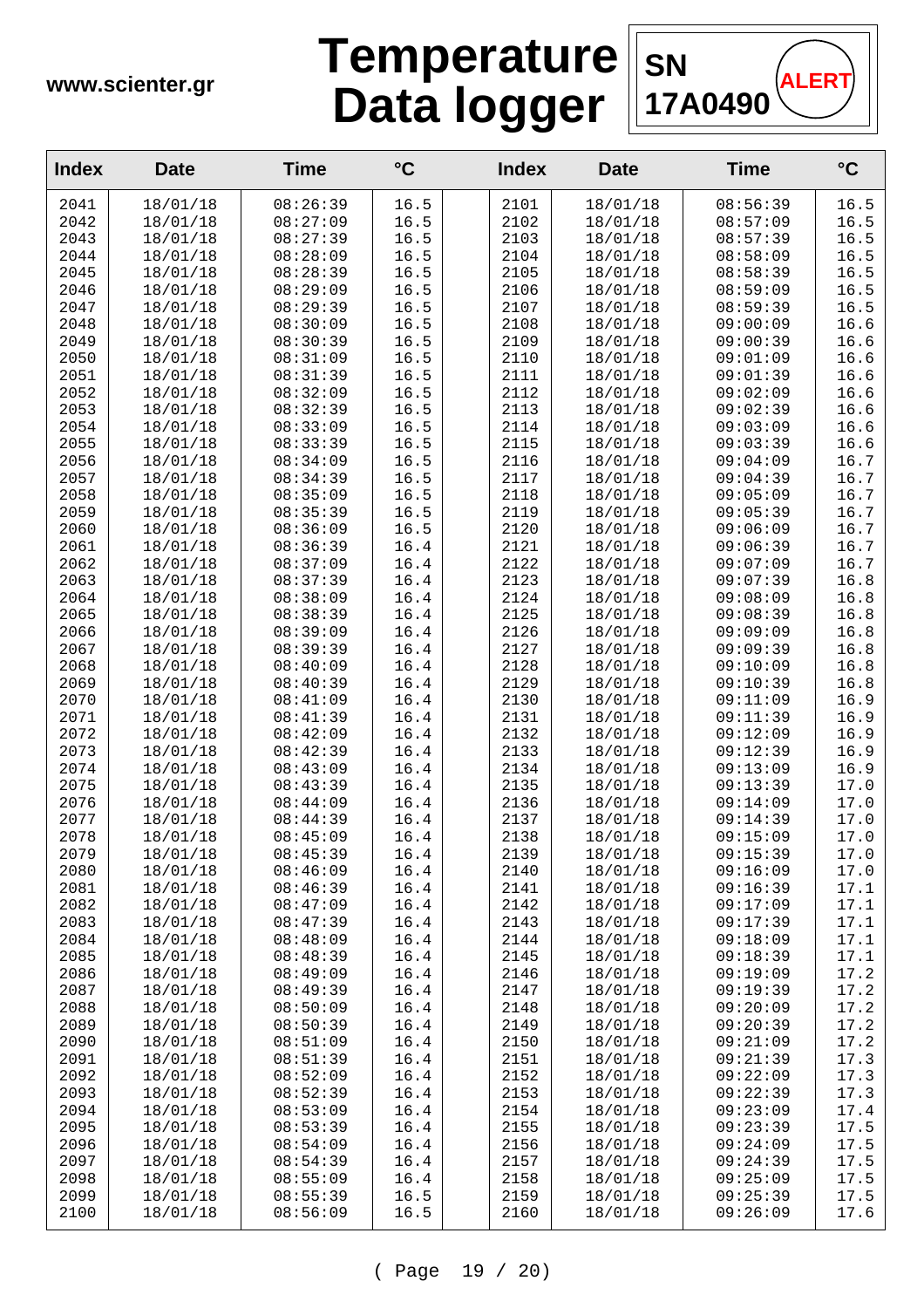www.scienter.gr

# Temperature Data logger

SN 17A0490 ALERT

| Index | Date | Time | °C | Index | Date | Time | °C |
|---|---|---|---|---|---|---|---|
| 2041 | 18/01/18 | 08:26:39 | 16.5 | 2101 | 18/01/18 | 08:56:39 | 16.5 |
| 2042 | 18/01/18 | 08:27:09 | 16.5 | 2102 | 18/01/18 | 08:57:09 | 16.5 |
| 2043 | 18/01/18 | 08:27:39 | 16.5 | 2103 | 18/01/18 | 08:57:39 | 16.5 |
| 2044 | 18/01/18 | 08:28:09 | 16.5 | 2104 | 18/01/18 | 08:58:09 | 16.5 |
| 2045 | 18/01/18 | 08:28:39 | 16.5 | 2105 | 18/01/18 | 08:58:39 | 16.5 |
| 2046 | 18/01/18 | 08:29:09 | 16.5 | 2106 | 18/01/18 | 08:59:09 | 16.5 |
| 2047 | 18/01/18 | 08:29:39 | 16.5 | 2107 | 18/01/18 | 08:59:39 | 16.5 |
| 2048 | 18/01/18 | 08:30:09 | 16.5 | 2108 | 18/01/18 | 09:00:09 | 16.6 |
| 2049 | 18/01/18 | 08:30:39 | 16.5 | 2109 | 18/01/18 | 09:00:39 | 16.6 |
| 2050 | 18/01/18 | 08:31:09 | 16.5 | 2110 | 18/01/18 | 09:01:09 | 16.6 |
| 2051 | 18/01/18 | 08:31:39 | 16.5 | 2111 | 18/01/18 | 09:01:39 | 16.6 |
| 2052 | 18/01/18 | 08:32:09 | 16.5 | 2112 | 18/01/18 | 09:02:09 | 16.6 |
| 2053 | 18/01/18 | 08:32:39 | 16.5 | 2113 | 18/01/18 | 09:02:39 | 16.6 |
| 2054 | 18/01/18 | 08:33:09 | 16.5 | 2114 | 18/01/18 | 09:03:09 | 16.6 |
| 2055 | 18/01/18 | 08:33:39 | 16.5 | 2115 | 18/01/18 | 09:03:39 | 16.6 |
| 2056 | 18/01/18 | 08:34:09 | 16.5 | 2116 | 18/01/18 | 09:04:09 | 16.7 |
| 2057 | 18/01/18 | 08:34:39 | 16.5 | 2117 | 18/01/18 | 09:04:39 | 16.7 |
| 2058 | 18/01/18 | 08:35:09 | 16.5 | 2118 | 18/01/18 | 09:05:09 | 16.7 |
| 2059 | 18/01/18 | 08:35:39 | 16.5 | 2119 | 18/01/18 | 09:05:39 | 16.7 |
| 2060 | 18/01/18 | 08:36:09 | 16.5 | 2120 | 18/01/18 | 09:06:09 | 16.7 |
| 2061 | 18/01/18 | 08:36:39 | 16.4 | 2121 | 18/01/18 | 09:06:39 | 16.7 |
| 2062 | 18/01/18 | 08:37:09 | 16.4 | 2122 | 18/01/18 | 09:07:09 | 16.7 |
| 2063 | 18/01/18 | 08:37:39 | 16.4 | 2123 | 18/01/18 | 09:07:39 | 16.8 |
| 2064 | 18/01/18 | 08:38:09 | 16.4 | 2124 | 18/01/18 | 09:08:09 | 16.8 |
| 2065 | 18/01/18 | 08:38:39 | 16.4 | 2125 | 18/01/18 | 09:08:39 | 16.8 |
| 2066 | 18/01/18 | 08:39:09 | 16.4 | 2126 | 18/01/18 | 09:09:09 | 16.8 |
| 2067 | 18/01/18 | 08:39:39 | 16.4 | 2127 | 18/01/18 | 09:09:39 | 16.8 |
| 2068 | 18/01/18 | 08:40:09 | 16.4 | 2128 | 18/01/18 | 09:10:09 | 16.8 |
| 2069 | 18/01/18 | 08:40:39 | 16.4 | 2129 | 18/01/18 | 09:10:39 | 16.8 |
| 2070 | 18/01/18 | 08:41:09 | 16.4 | 2130 | 18/01/18 | 09:11:09 | 16.9 |
| 2071 | 18/01/18 | 08:41:39 | 16.4 | 2131 | 18/01/18 | 09:11:39 | 16.9 |
| 2072 | 18/01/18 | 08:42:09 | 16.4 | 2132 | 18/01/18 | 09:12:09 | 16.9 |
| 2073 | 18/01/18 | 08:42:39 | 16.4 | 2133 | 18/01/18 | 09:12:39 | 16.9 |
| 2074 | 18/01/18 | 08:43:09 | 16.4 | 2134 | 18/01/18 | 09:13:09 | 16.9 |
| 2075 | 18/01/18 | 08:43:39 | 16.4 | 2135 | 18/01/18 | 09:13:39 | 17.0 |
| 2076 | 18/01/18 | 08:44:09 | 16.4 | 2136 | 18/01/18 | 09:14:09 | 17.0 |
| 2077 | 18/01/18 | 08:44:39 | 16.4 | 2137 | 18/01/18 | 09:14:39 | 17.0 |
| 2078 | 18/01/18 | 08:45:09 | 16.4 | 2138 | 18/01/18 | 09:15:09 | 17.0 |
| 2079 | 18/01/18 | 08:45:39 | 16.4 | 2139 | 18/01/18 | 09:15:39 | 17.0 |
| 2080 | 18/01/18 | 08:46:09 | 16.4 | 2140 | 18/01/18 | 09:16:09 | 17.0 |
| 2081 | 18/01/18 | 08:46:39 | 16.4 | 2141 | 18/01/18 | 09:16:39 | 17.1 |
| 2082 | 18/01/18 | 08:47:09 | 16.4 | 2142 | 18/01/18 | 09:17:09 | 17.1 |
| 2083 | 18/01/18 | 08:47:39 | 16.4 | 2143 | 18/01/18 | 09:17:39 | 17.1 |
| 2084 | 18/01/18 | 08:48:09 | 16.4 | 2144 | 18/01/18 | 09:18:09 | 17.1 |
| 2085 | 18/01/18 | 08:48:39 | 16.4 | 2145 | 18/01/18 | 09:18:39 | 17.1 |
| 2086 | 18/01/18 | 08:49:09 | 16.4 | 2146 | 18/01/18 | 09:19:09 | 17.2 |
| 2087 | 18/01/18 | 08:49:39 | 16.4 | 2147 | 18/01/18 | 09:19:39 | 17.2 |
| 2088 | 18/01/18 | 08:50:09 | 16.4 | 2148 | 18/01/18 | 09:20:09 | 17.2 |
| 2089 | 18/01/18 | 08:50:39 | 16.4 | 2149 | 18/01/18 | 09:20:39 | 17.2 |
| 2090 | 18/01/18 | 08:51:09 | 16.4 | 2150 | 18/01/18 | 09:21:09 | 17.2 |
| 2091 | 18/01/18 | 08:51:39 | 16.4 | 2151 | 18/01/18 | 09:21:39 | 17.3 |
| 2092 | 18/01/18 | 08:52:09 | 16.4 | 2152 | 18/01/18 | 09:22:09 | 17.3 |
| 2093 | 18/01/18 | 08:52:39 | 16.4 | 2153 | 18/01/18 | 09:22:39 | 17.3 |
| 2094 | 18/01/18 | 08:53:09 | 16.4 | 2154 | 18/01/18 | 09:23:09 | 17.4 |
| 2095 | 18/01/18 | 08:53:39 | 16.4 | 2155 | 18/01/18 | 09:23:39 | 17.5 |
| 2096 | 18/01/18 | 08:54:09 | 16.4 | 2156 | 18/01/18 | 09:24:09 | 17.5 |
| 2097 | 18/01/18 | 08:54:39 | 16.4 | 2157 | 18/01/18 | 09:24:39 | 17.5 |
| 2098 | 18/01/18 | 08:55:09 | 16.4 | 2158 | 18/01/18 | 09:25:09 | 17.5 |
| 2099 | 18/01/18 | 08:55:39 | 16.5 | 2159 | 18/01/18 | 09:25:39 | 17.5 |
| 2100 | 18/01/18 | 08:56:09 | 16.5 | 2160 | 18/01/18 | 09:26:09 | 17.6 |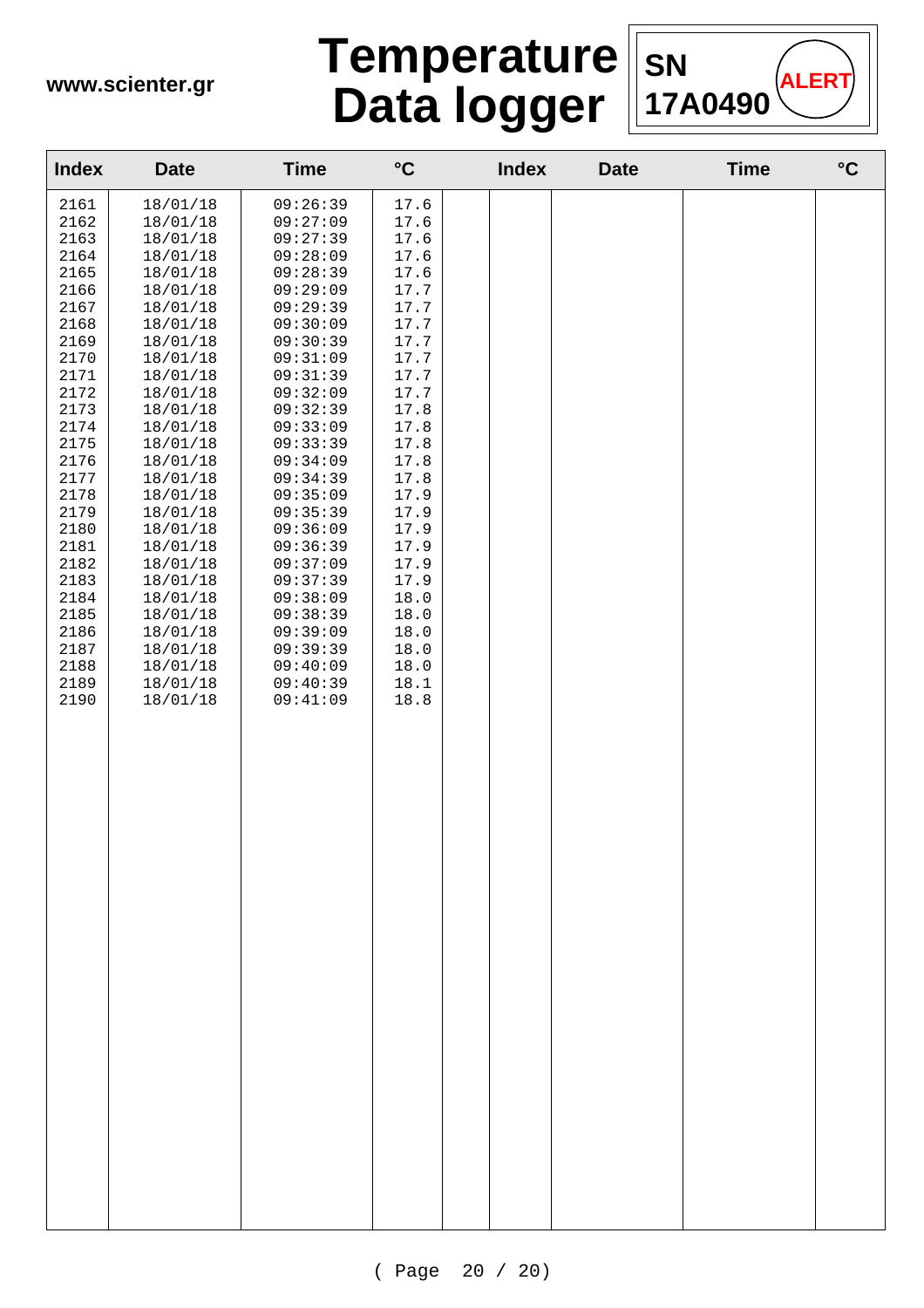www.scienter.gr

# Temperature Data logger

**SN 17A0490** ALERT

| Index | Date | Time | °C | Index | Date | Time | °C |
|---|---|---|---|---|---|---|---|
| 2161 | 18/01/18 | 09:26:39 | 17.6 | | | | |
| 2162 | 18/01/18 | 09:27:09 | 17.6 | | | | |
| 2163 | 18/01/18 | 09:27:39 | 17.6 | | | | |
| 2164 | 18/01/18 | 09:28:09 | 17.6 | | | | |
| 2165 | 18/01/18 | 09:28:39 | 17.6 | | | | |
| 2166 | 18/01/18 | 09:29:09 | 17.7 | | | | |
| 2167 | 18/01/18 | 09:29:39 | 17.7 | | | | |
| 2168 | 18/01/18 | 09:30:09 | 17.7 | | | | |
| 2169 | 18/01/18 | 09:30:39 | 17.7 | | | | |
| 2170 | 18/01/18 | 09:31:09 | 17.7 | | | | |
| 2171 | 18/01/18 | 09:31:39 | 17.7 | | | | |
| 2172 | 18/01/18 | 09:32:09 | 17.7 | | | | |
| 2173 | 18/01/18 | 09:32:39 | 17.8 | | | | |
| 2174 | 18/01/18 | 09:33:09 | 17.8 | | | | |
| 2175 | 18/01/18 | 09:33:39 | 17.8 | | | | |
| 2176 | 18/01/18 | 09:34:09 | 17.8 | | | | |
| 2177 | 18/01/18 | 09:34:39 | 17.8 | | | | |
| 2178 | 18/01/18 | 09:35:09 | 17.9 | | | | |
| 2179 | 18/01/18 | 09:35:39 | 17.9 | | | | |
| 2180 | 18/01/18 | 09:36:09 | 17.9 | | | | |
| 2181 | 18/01/18 | 09:36:39 | 17.9 | | | | |
| 2182 | 18/01/18 | 09:37:09 | 17.9 | | | | |
| 2183 | 18/01/18 | 09:37:39 | 17.9 | | | | |
| 2184 | 18/01/18 | 09:38:09 | 18.0 | | | | |
| 2185 | 18/01/18 | 09:38:39 | 18.0 | | | | |
| 2186 | 18/01/18 | 09:39:09 | 18.0 | | | | |
| 2187 | 18/01/18 | 09:39:39 | 18.0 | | | | |
| 2188 | 18/01/18 | 09:40:09 | 18.0 | | | | |
| 2189 | 18/01/18 | 09:40:39 | 18.1 | | | | |
| 2190 | 18/01/18 | 09:41:09 | 18.8 | | | | |